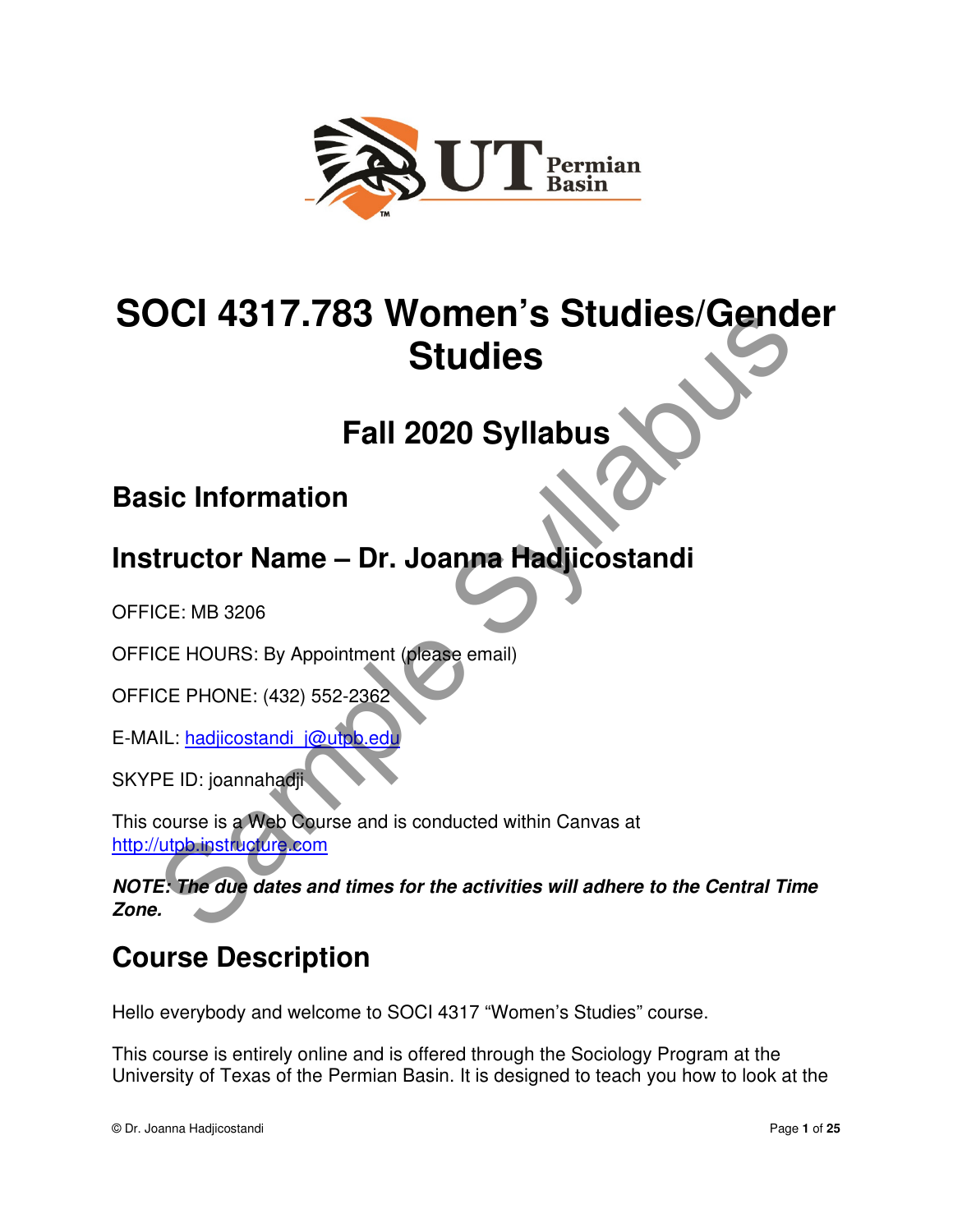# SOCI 4317.783 Women's Studies/Gender Studies

## Fall 2020 Syllabus

## Basic Information

## Instructor Name – Dr. Joanna Hadjicostandi

OFFICE: MB 3206

OFFICE HOURS: By Appointment (please email)

OFFICE PHONE: (432) 552-2362

E-MAIL: hadjicostandi_j@utpb.edu

SKYPE ID: joannahadji

This course is a Web Course and is conducted within Canvas at http://utpb.instructure.com

***NOTE: The due dates and times for the activities will adhere to the Central Time Zone.***

## Course Description

Hello everybody and welcome to SOCI 4317 "Women's Studies" course.

This course is entirely online and is offered through the Sociology Program at the University of Texas of the Permian Basin. It is designed to teach you how to look at the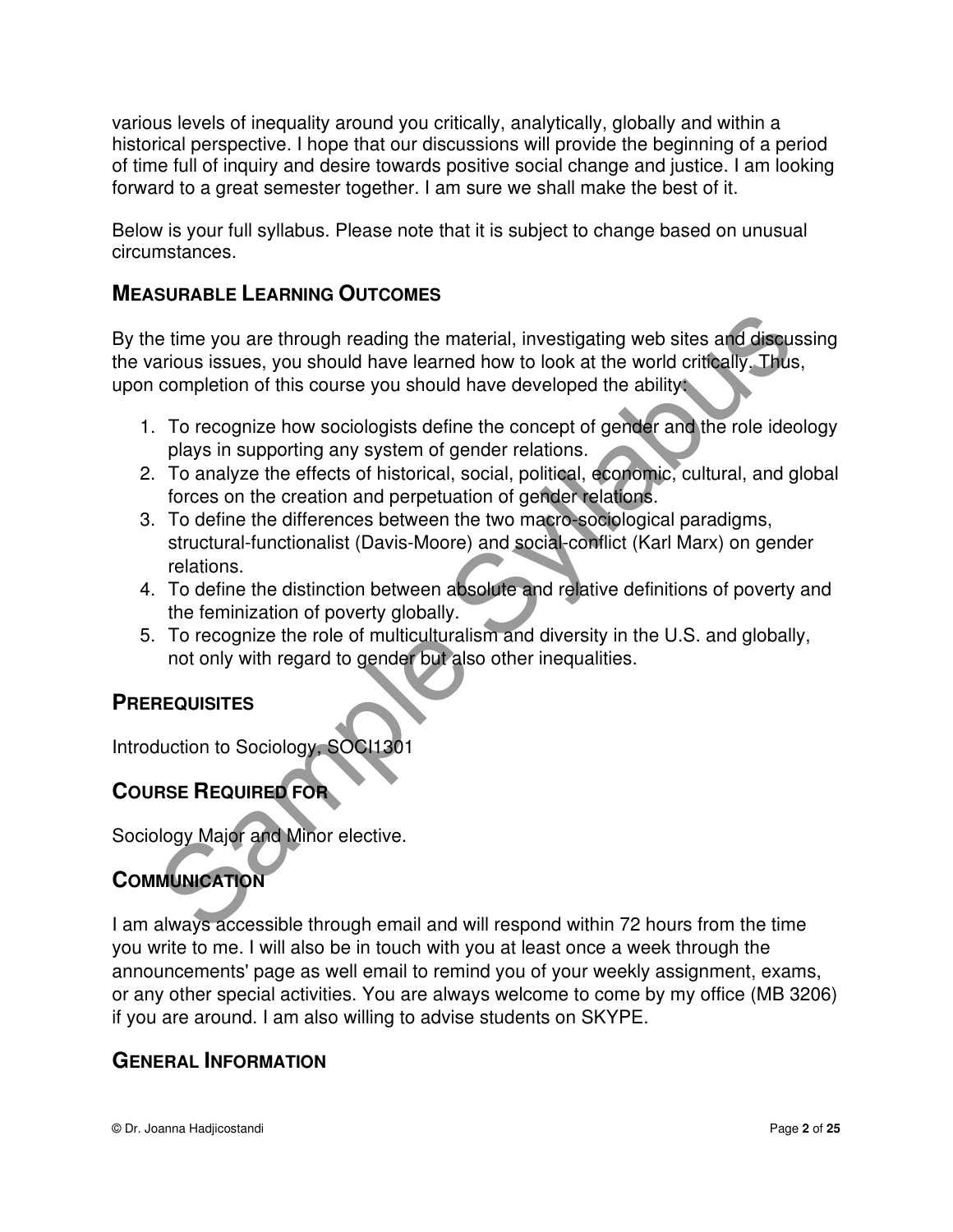various levels of inequality around you critically, analytically, globally and within a historical perspective. I hope that our discussions will provide the beginning of a period of time full of inquiry and desire towards positive social change and justice. I am looking forward to a great semester together. I am sure we shall make the best of it.

Below is your full syllabus. Please note that it is subject to change based on unusual circumstances.

## Measurable Learning Outcomes

By the time you are through reading the material, investigating web sites and discussing the various issues, you should have learned how to look at the world critically. Thus, upon completion of this course you should have developed the ability:

1. To recognize how sociologists define the concept of gender and the role ideology plays in supporting any system of gender relations.
2. To analyze the effects of historical, social, political, economic, cultural, and global forces on the creation and perpetuation of gender relations.
3. To define the differences between the two macro-sociological paradigms, structural-functionalist (Davis-Moore) and social-conflict (Karl Marx) on gender relations.
4. To define the distinction between absolute and relative definitions of poverty and the feminization of poverty globally.
5. To recognize the role of multiculturalism and diversity in the U.S. and globally, not only with regard to gender but also other inequalities.

## Prerequisites

Introduction to Sociology, SOCI1301

## Course Required For

Sociology Major and Minor elective.

## Communication

I am always accessible through email and will respond within 72 hours from the time you write to me. I will also be in touch with you at least once a week through the announcements' page as well email to remind you of your weekly assignment, exams, or any other special activities. You are always welcome to come by my office (MB 3206) if you are around. I am also willing to advise students on SKYPE.

## General Information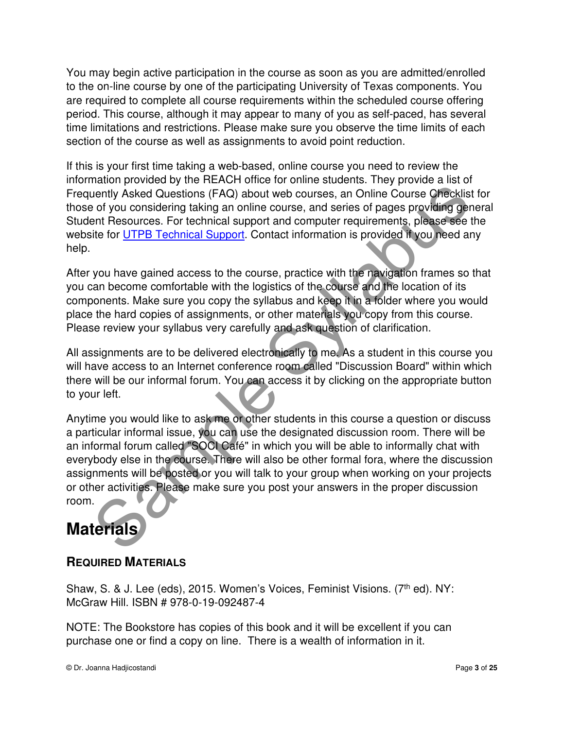You may begin active participation in the course as soon as you are admitted/enrolled to the on-line course by one of the participating University of Texas components. You are required to complete all course requirements within the scheduled course offering period. This course, although it may appear to many of you as self-paced, has several time limitations and restrictions. Please make sure you observe the time limits of each section of the course as well as assignments to avoid point reduction.

If this is your first time taking a web-based, online course you need to review the information provided by the REACH office for online students. They provide a list of Frequently Asked Questions (FAQ) about web courses, an Online Course Checklist for those of you considering taking an online course, and series of pages providing general Student Resources. For technical support and computer requirements, please see the website for UTPB Technical Support. Contact information is provided if you need any help.

After you have gained access to the course, practice with the navigation frames so that you can become comfortable with the logistics of the course and the location of its components. Make sure you copy the syllabus and keep it in a folder where you would place the hard copies of assignments, or other materials you copy from this course. Please review your syllabus very carefully and ask question of clarification.

All assignments are to be delivered electronically to me. As a student in this course you will have access to an Internet conference room called "Discussion Board" within which there will be our informal forum. You can access it by clicking on the appropriate button to your left.

Anytime you would like to ask me or other students in this course a question or discuss a particular informal issue, you can use the designated discussion room. There will be an informal forum called "SOCI Café" in which you will be able to informally chat with everybody else in the course. There will also be other formal fora, where the discussion assignments will be posted or you will talk to your group when working on your projects or other activities. Please make sure you post your answers in the proper discussion room.

# Materials

### Required Materials

Shaw, S. & J. Lee (eds), 2015. Women's Voices, Feminist Visions. (7th ed). NY: McGraw Hill. ISBN # 978-0-19-092487-4

NOTE: The Bookstore has copies of this book and it will be excellent if you can purchase one or find a copy on line. There is a wealth of information in it.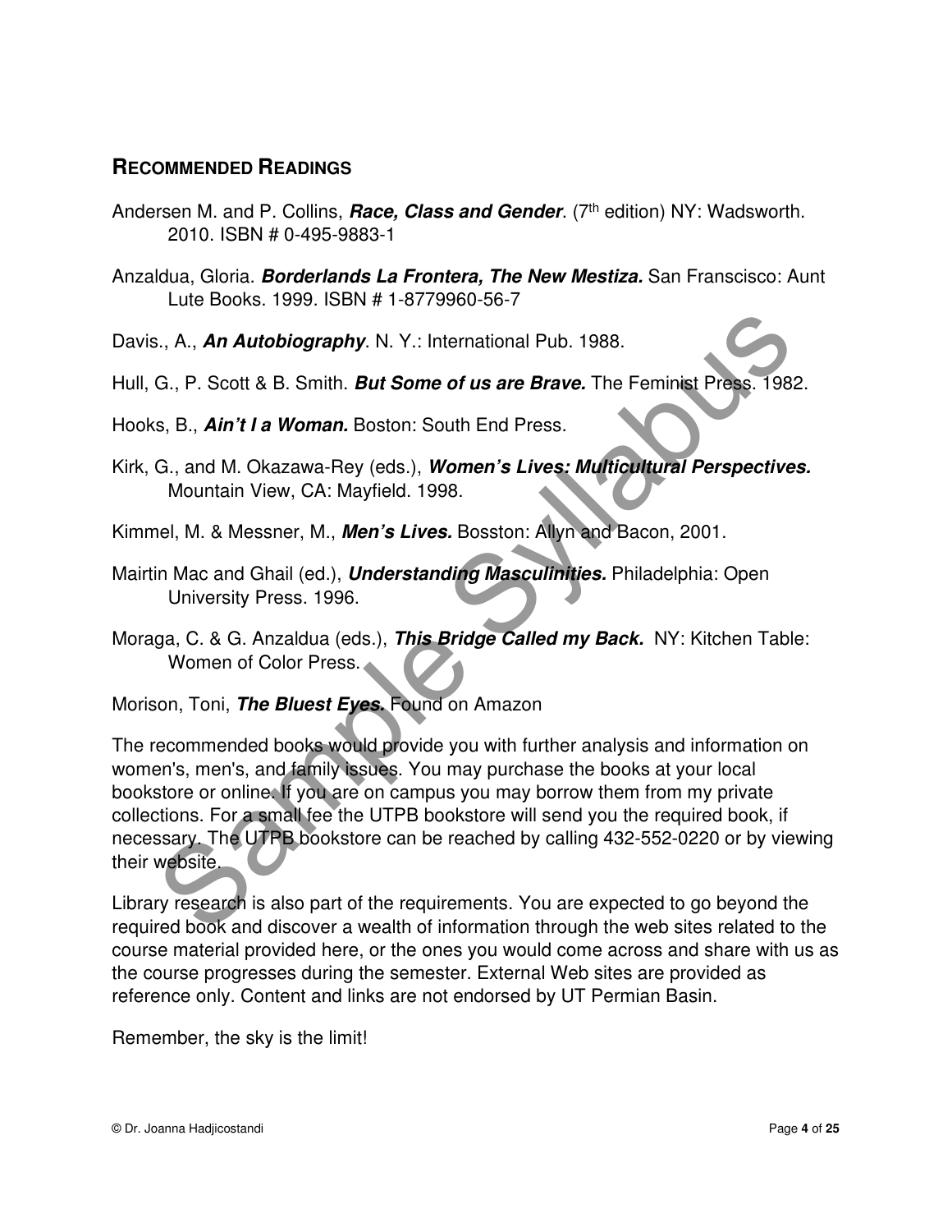## RECOMMENDED READINGS

Andersen M. and P. Collins, ***Race, Class and Gender***. (7th edition) NY: Wadsworth. 2010. ISBN # 0-495-9883-1

Anzaldua, Gloria. ***Borderlands La Frontera, The New Mestiza.*** San Franscisco: Aunt Lute Books. 1999. ISBN # 1-8779960-56-7

Davis., A., ***An Autobiography***. N. Y.: International Pub. 1988.

Hull, G., P. Scott & B. Smith. ***But Some of us are Brave.*** The Feminist Press. 1982.

Hooks, B., ***Ain't I a Woman.*** Boston: South End Press.

Kirk, G., and M. Okazawa-Rey (eds.), ***Women's Lives: Multicultural Perspectives.*** Mountain View, CA: Mayfield. 1998.

Kimmel, M. & Messner, M., ***Men's Lives.*** Bosston: Allyn and Bacon, 2001.

Mairtin Mac and Ghail (ed.), ***Understanding Masculinities.*** Philadelphia: Open University Press. 1996.

Moraga, C. & G. Anzaldua (eds.), ***This Bridge Called my Back.*** NY: Kitchen Table: Women of Color Press.

Morison, Toni, ***The Bluest Eyes.*** Found on Amazon

The recommended books would provide you with further analysis and information on women's, men's, and family issues. You may purchase the books at your local bookstore or online. If you are on campus you may borrow them from my private collections. For a small fee the UTPB bookstore will send you the required book, if necessary. The UTPB bookstore can be reached by calling 432-552-0220 or by viewing their website.

Library research is also part of the requirements. You are expected to go beyond the required book and discover a wealth of information through the web sites related to the course material provided here, or the ones you would come across and share with us as the course progresses during the semester. External Web sites are provided as reference only. Content and links are not endorsed by UT Permian Basin.

Remember, the sky is the limit!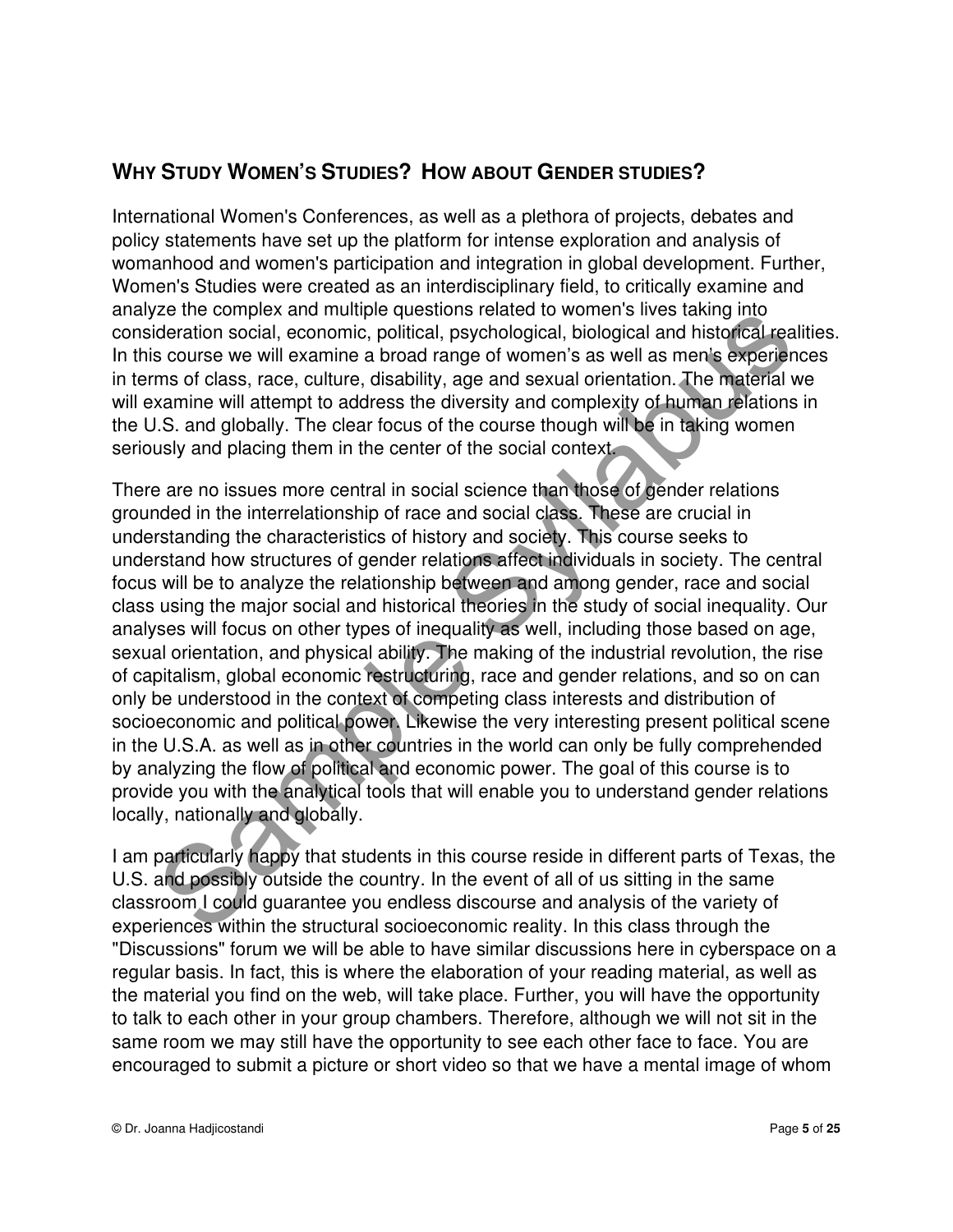## WHY STUDY WOMEN'S STUDIES? HOW ABOUT GENDER STUDIES?

International Women's Conferences, as well as a plethora of projects, debates and policy statements have set up the platform for intense exploration and analysis of womanhood and women's participation and integration in global development. Further, Women's Studies were created as an interdisciplinary field, to critically examine and analyze the complex and multiple questions related to women's lives taking into consideration social, economic, political, psychological, biological and historical realities. In this course we will examine a broad range of women's as well as men's experiences in terms of class, race, culture, disability, age and sexual orientation. The material we will examine will attempt to address the diversity and complexity of human relations in the U.S. and globally. The clear focus of the course though will be in taking women seriously and placing them in the center of the social context.

There are no issues more central in social science than those of gender relations grounded in the interrelationship of race and social class. These are crucial in understanding the characteristics of history and society. This course seeks to understand how structures of gender relations affect individuals in society. The central focus will be to analyze the relationship between and among gender, race and social class using the major social and historical theories in the study of social inequality. Our analyses will focus on other types of inequality as well, including those based on age, sexual orientation, and physical ability. The making of the industrial revolution, the rise of capitalism, global economic restructuring, race and gender relations, and so on can only be understood in the context of competing class interests and distribution of socioeconomic and political power. Likewise the very interesting present political scene in the U.S.A. as well as in other countries in the world can only be fully comprehended by analyzing the flow of political and economic power. The goal of this course is to provide you with the analytical tools that will enable you to understand gender relations locally, nationally and globally.

I am particularly happy that students in this course reside in different parts of Texas, the U.S. and possibly outside the country. In the event of all of us sitting in the same classroom I could guarantee you endless discourse and analysis of the variety of experiences within the structural socioeconomic reality. In this class through the "Discussions" forum we will be able to have similar discussions here in cyberspace on a regular basis. In fact, this is where the elaboration of your reading material, as well as the material you find on the web, will take place. Further, you will have the opportunity to talk to each other in your group chambers. Therefore, although we will not sit in the same room we may still have the opportunity to see each other face to face. You are encouraged to submit a picture or short video so that we have a mental image of whom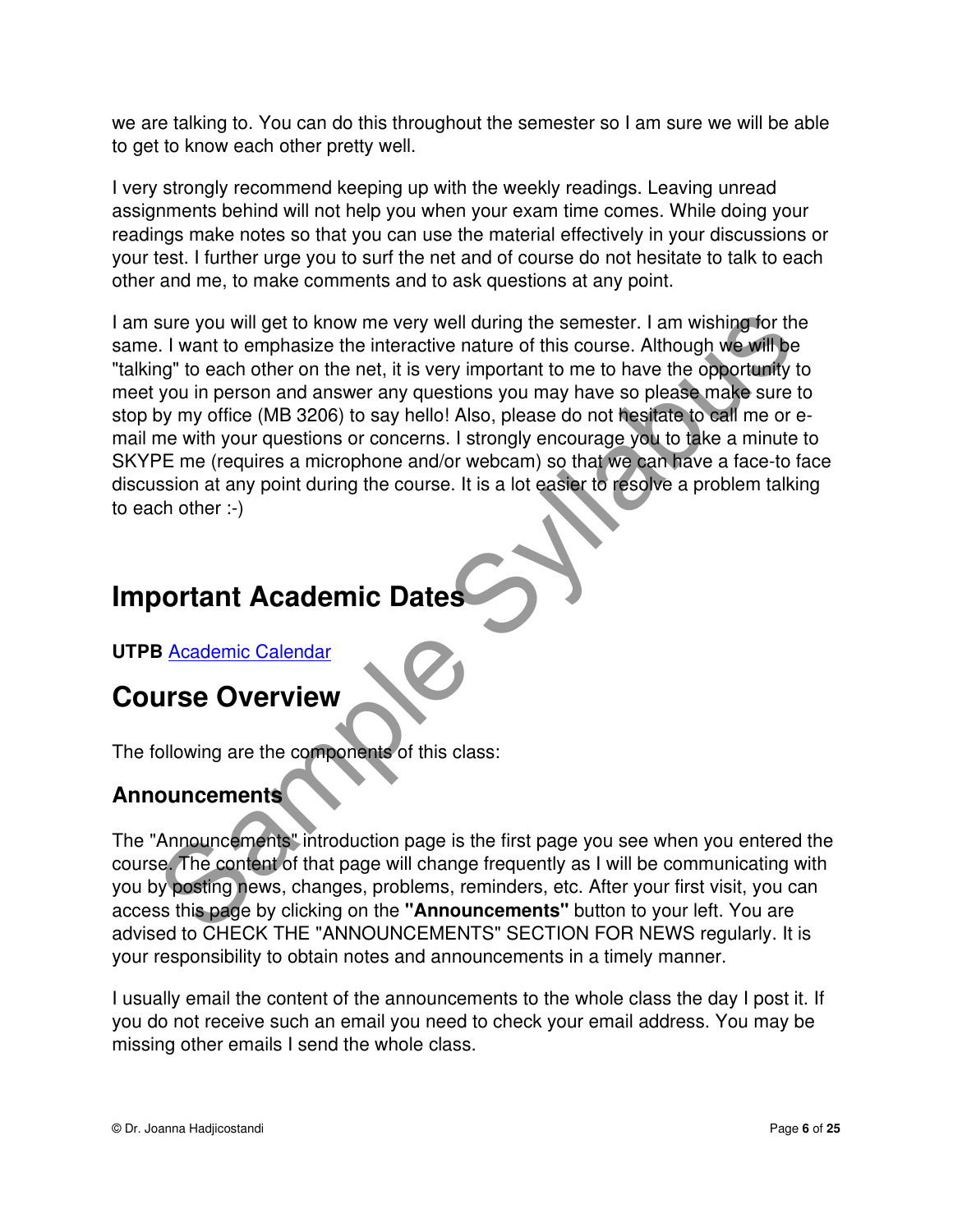we are talking to. You can do this throughout the semester so I am sure we will be able to get to know each other pretty well.

I very strongly recommend keeping up with the weekly readings. Leaving unread assignments behind will not help you when your exam time comes. While doing your readings make notes so that you can use the material effectively in your discussions or your test. I further urge you to surf the net and of course do not hesitate to talk to each other and me, to make comments and to ask questions at any point.

I am sure you will get to know me very well during the semester. I am wishing for the same. I want to emphasize the interactive nature of this course. Although we will be "talking" to each other on the net, it is very important to me to have the opportunity to meet you in person and answer any questions you may have so please make sure to stop by my office (MB 3206) to say hello! Also, please do not hesitate to call me or e-mail me with your questions or concerns. I strongly encourage you to take a minute to SKYPE me (requires a microphone and/or webcam) so that we can have a face-to face discussion at any point during the course. It is a lot easier to resolve a problem talking to each other :-)

# Important Academic Dates

**UTPB** Academic Calendar

# Course Overview

The following are the components of this class:

## Announcements

The "Announcements" introduction page is the first page you see when you entered the course. The content of that page will change frequently as I will be communicating with you by posting news, changes, problems, reminders, etc. After your first visit, you can access this page by clicking on the **"Announcements"** button to your left. You are advised to CHECK THE "ANNOUNCEMENTS" SECTION FOR NEWS regularly. It is your responsibility to obtain notes and announcements in a timely manner.

I usually email the content of the announcements to the whole class the day I post it. If you do not receive such an email you need to check your email address. You may be missing other emails I send the whole class.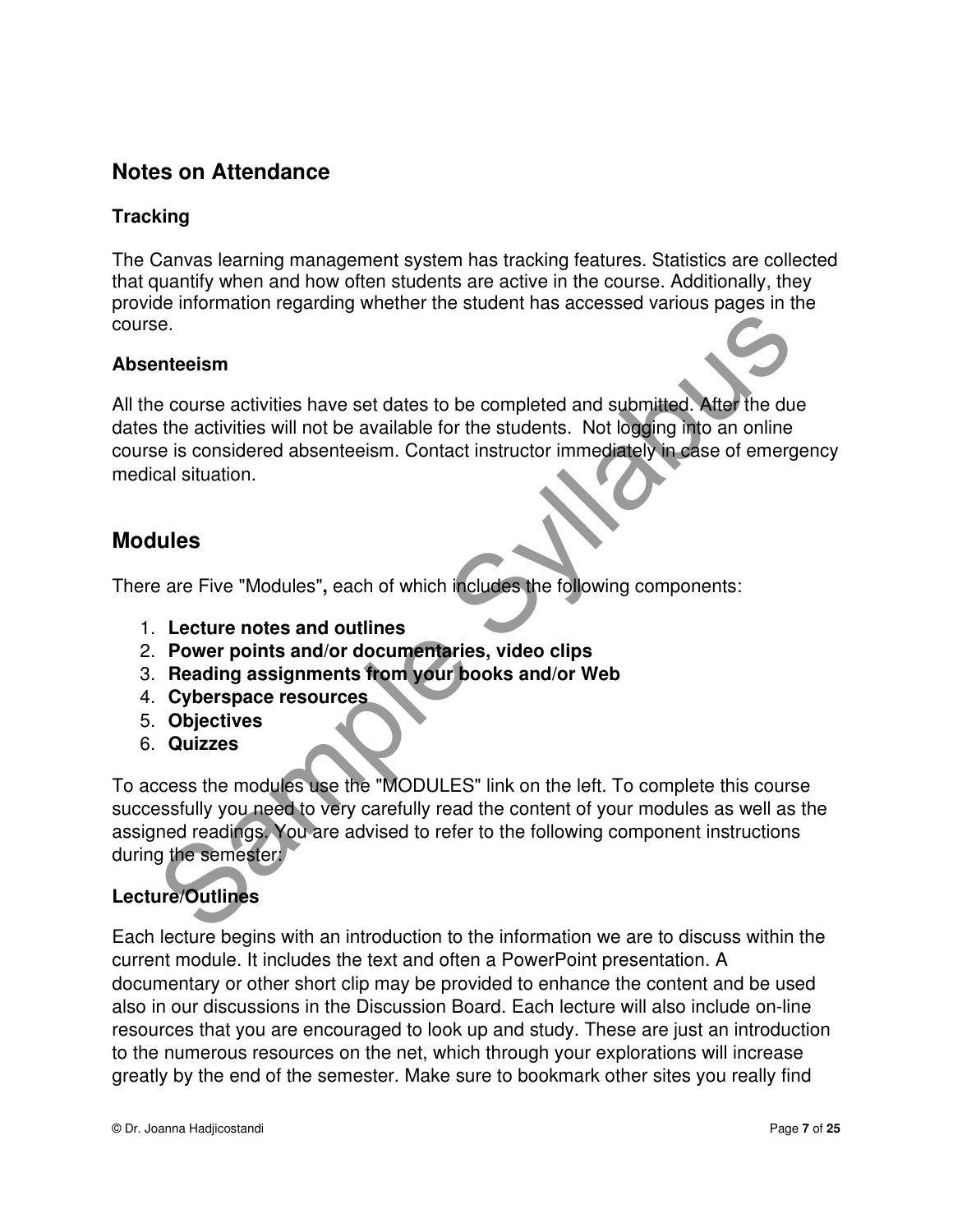## Notes on Attendance

### Tracking

The Canvas learning management system has tracking features. Statistics are collected that quantify when and how often students are active in the course. Additionally, they provide information regarding whether the student has accessed various pages in the course.

### Absenteeism

All the course activities have set dates to be completed and submitted. After the due dates the activities will not be available for the students. Not logging into an online course is considered absenteeism. Contact instructor immediately in case of emergency medical situation.

## Modules

There are Five "Modules"**,** each of which includes the following components:

1. **Lecture notes and outlines**
2. **Power points and/or documentaries, video clips**
3. **Reading assignments from your books and/or Web**
4. **Cyberspace resources**
5. **Objectives**
6. **Quizzes**

To access the modules use the "MODULES" link on the left. To complete this course successfully you need to very carefully read the content of your modules as well as the assigned readings. You are advised to refer to the following component instructions during the semester:

### Lecture/Outlines

Each lecture begins with an introduction to the information we are to discuss within the current module. It includes the text and often a PowerPoint presentation. A documentary or other short clip may be provided to enhance the content and be used also in our discussions in the Discussion Board. Each lecture will also include on-line resources that you are encouraged to look up and study. These are just an introduction to the numerous resources on the net, which through your explorations will increase greatly by the end of the semester. Make sure to bookmark other sites you really find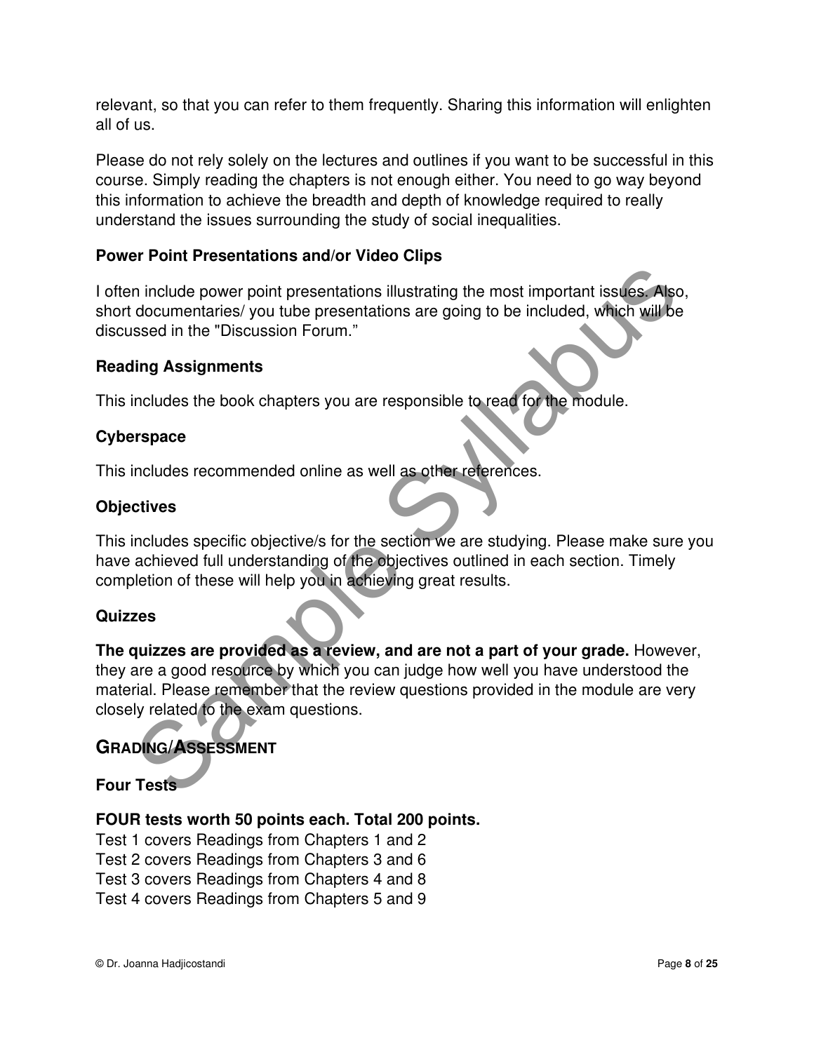relevant, so that you can refer to them frequently. Sharing this information will enlighten all of us.

Please do not rely solely on the lectures and outlines if you want to be successful in this course. Simply reading the chapters is not enough either. You need to go way beyond this information to achieve the breadth and depth of knowledge required to really understand the issues surrounding the study of social inequalities.

### Power Point Presentations and/or Video Clips

I often include power point presentations illustrating the most important issues. Also, short documentaries/ you tube presentations are going to be included, which will be discussed in the "Discussion Forum."

### Reading Assignments

This includes the book chapters you are responsible to read for the module.

### Cyberspace

This includes recommended online as well as other references.

### Objectives

This includes specific objective/s for the section we are studying. Please make sure you have achieved full understanding of the objectives outlined in each section. Timely completion of these will help you in achieving great results.

### Quizzes

**The quizzes are provided as a review, and are not a part of your grade.** However, they are a good resource by which you can judge how well you have understood the material. Please remember that the review questions provided in the module are very closely related to the exam questions.

## GRADING/ASSESSMENT

### Four Tests

**FOUR tests worth 50 points each. Total 200 points.**

Test 1 covers Readings from Chapters 1 and 2
Test 2 covers Readings from Chapters 3 and 6
Test 3 covers Readings from Chapters 4 and 8
Test 4 covers Readings from Chapters 5 and 9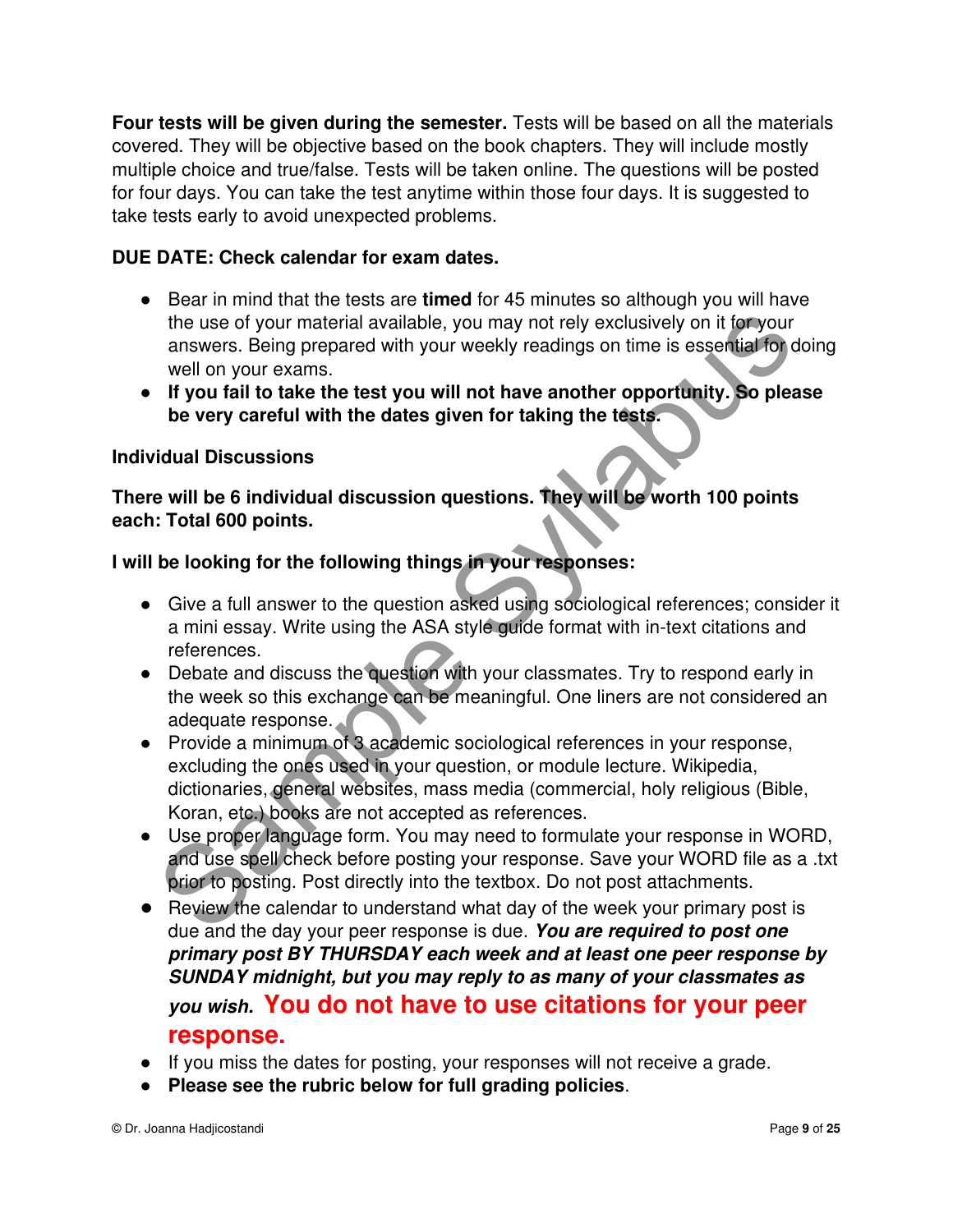**Four tests will be given during the semester.** Tests will be based on all the materials covered. They will be objective based on the book chapters. They will include mostly multiple choice and true/false. Tests will be taken online. The questions will be posted for four days. You can take the test anytime within those four days. It is suggested to take tests early to avoid unexpected problems.

**DUE DATE: Check calendar for exam dates.**

- Bear in mind that the tests are **timed** for 45 minutes so although you will have the use of your material available, you may not rely exclusively on it for your answers. Being prepared with your weekly readings on time is essential for doing well on your exams.
- **If you fail to take the test you will not have another opportunity. So please be very careful with the dates given for taking the tests.**

**Individual Discussions**

**There will be 6 individual discussion questions. They will be worth 100 points each: Total 600 points.**

**I will be looking for the following things in your responses:**

- Give a full answer to the question asked using sociological references; consider it a mini essay. Write using the ASA style guide format with in-text citations and references.
- Debate and discuss the question with your classmates. Try to respond early in the week so this exchange can be meaningful. One liners are not considered an adequate response.
- Provide a minimum of 3 academic sociological references in your response, excluding the ones used in your question, or module lecture. Wikipedia, dictionaries, general websites, mass media (commercial, holy religious (Bible, Koran, etc.) books are not accepted as references.
- Use proper language form. You may need to formulate your response in WORD, and use spell check before posting your response. Save your WORD file as a .txt prior to posting. Post directly into the textbox. Do not post attachments.
- Review the calendar to understand what day of the week your primary post is due and the day your peer response is due. ***You are required to post one primary post BY THURSDAY each week and at least one peer response by SUNDAY midnight, but you may reply to as many of your classmates as you wish.*** **You do not have to use citations for your peer response.**
- If you miss the dates for posting, your responses will not receive a grade.
- **Please see the rubric below for full grading policies**.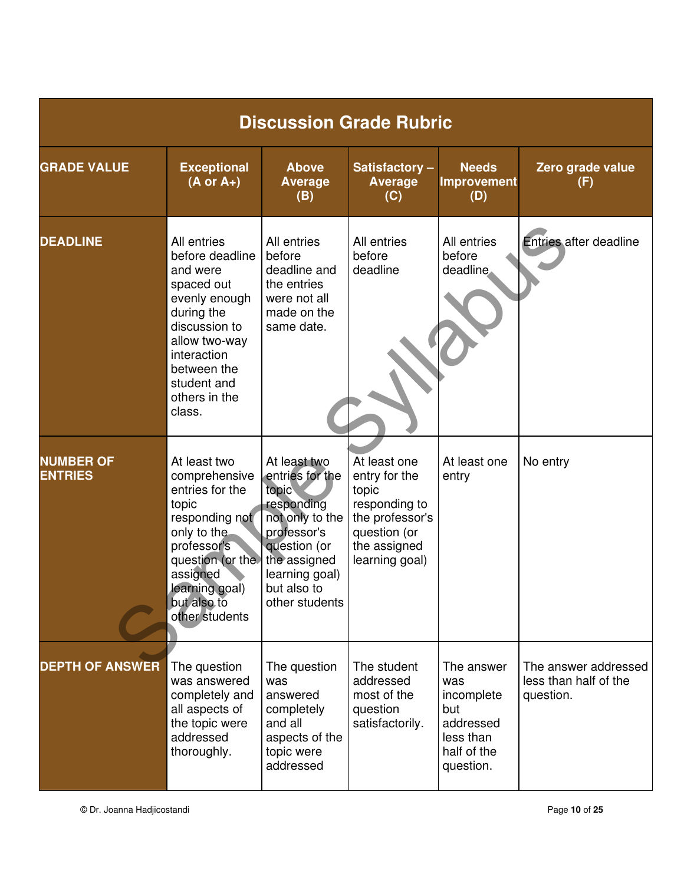| Discussion Grade Rubric | | | | | |
|---|---|---|---|---|---|
| **GRADE VALUE** | **Exceptional (A or A+)** | **Above Average (B)** | **Satisfactory – Average (C)** | **Needs Improvement (D)** | **Zero grade value (F)** |
| **DEADLINE** | All entries before deadline and were spaced out evenly enough during the discussion to allow two-way interaction between the student and others in the class. | All entries before deadline and the entries were not all made on the same date. | All entries before deadline | All entries before deadline | Entries after deadline |
| **NUMBER OF ENTRIES** | At least two comprehensive entries for the topic responding not only to the professor's question (or the assigned learning goal) but also to other students | At least two entries for the topic responding not only to the professor's question (or the assigned learning goal) but also to other students | At least one entry for the topic responding to the professor's question (or the assigned learning goal) | At least one entry | No entry |
| **DEPTH OF ANSWER** | The question was answered completely and all aspects of the topic were addressed thoroughly. | The question was answered completely and all aspects of the topic were addressed | The student addressed most of the question satisfactorily. | The answer was incomplete but addressed less than half of the question. | The answer addressed less than half of the question. |

© Dr. Joanna Hadjicostandi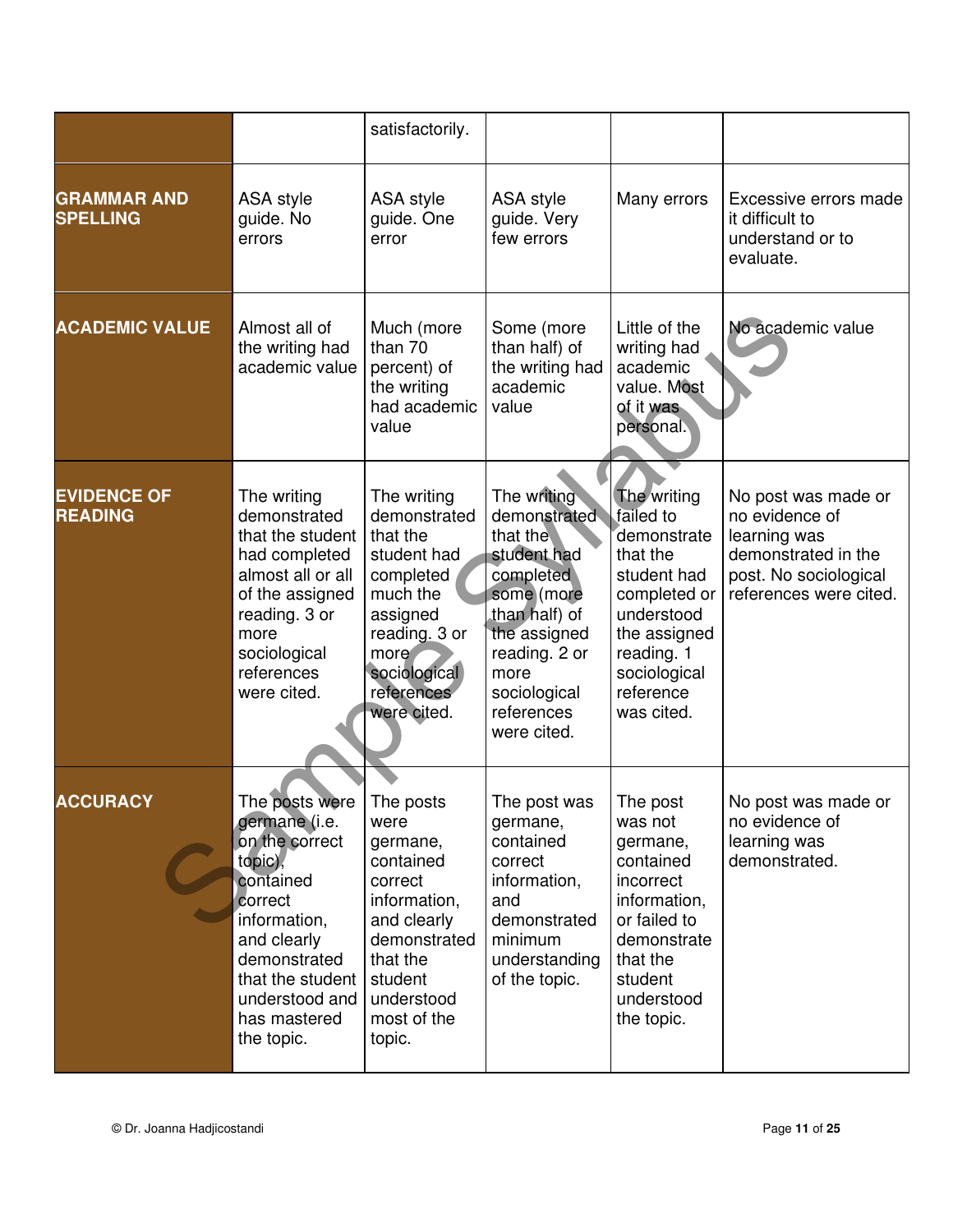|  |  |  |  |  |  |
|---|---|---|---|---|---|
|  |  | satisfactorily. |  |  |  |
| **GRAMMAR AND SPELLING** | ASA style guide. No errors | ASA style guide. One error | ASA style guide. Very few errors | Many errors | Excessive errors made it difficult to understand or to evaluate. |
| **ACADEMIC VALUE** | Almost all of the writing had academic value | Much (more than 70 percent) of the writing had academic value | Some (more than half) of the writing had academic value | Little of the writing had academic value. Most of it was personal. | No academic value |
| **EVIDENCE OF READING** | The writing demonstrated that the student had completed almost all or all of the assigned reading. 3 or more sociological references were cited. | The writing demonstrated that the student had completed much the assigned reading. 3 or more sociological references were cited. | The writing demonstrated that the student had completed some (more than half) of the assigned reading. 2 or more sociological references were cited. | The writing failed to demonstrate that the student had completed or understood the assigned reading. 1 sociological reference was cited. | No post was made or no evidence of learning was demonstrated in the post. No sociological references were cited. |
| **ACCURACY** | The posts were germane (i.e. on the correct topic), contained correct information, and clearly demonstrated that the student understood and has mastered the topic. | The posts were germane, contained correct information, and clearly demonstrated that the student understood most of the topic. | The post was germane, contained correct information, and demonstrated minimum understanding of the topic. | The post was not germane, contained incorrect information, or failed to demonstrate that the student understood the topic. | No post was made or no evidence of learning was demonstrated. |

© Dr. Joanna Hadjicostandi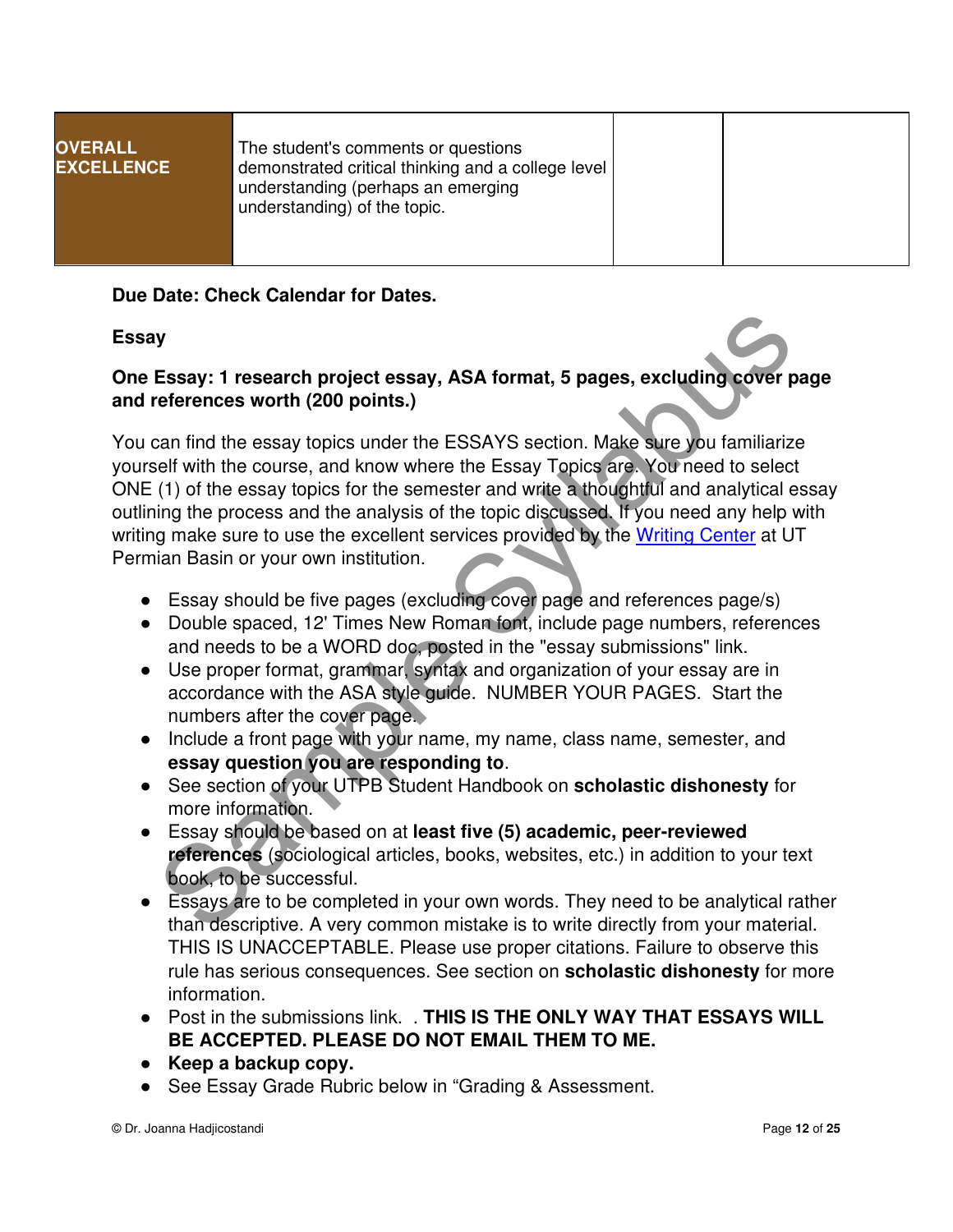| OVERALL EXCELLENCE | The student's comments or questions demonstrated critical thinking and a college level understanding (perhaps an emerging understanding) of the topic. | | |
| --- | --- | --- | --- |

**Due Date: Check Calendar for Dates.**

**Essay**

**One Essay: 1 research project essay, ASA format, 5 pages, excluding cover page and references worth (200 points.)**

You can find the essay topics under the ESSAYS section. Make sure you familiarize yourself with the course, and know where the Essay Topics are. You need to select ONE (1) of the essay topics for the semester and write a thoughtful and analytical essay outlining the process and the analysis of the topic discussed. If you need any help with writing make sure to use the excellent services provided by the Writing Center at UT Permian Basin or your own institution.

- Essay should be five pages (excluding cover page and references page/s)
- Double spaced, 12' Times New Roman font, include page numbers, references and needs to be a WORD doc, posted in the "essay submissions" link.
- Use proper format, grammar, syntax and organization of your essay are in accordance with the ASA style guide. NUMBER YOUR PAGES. Start the numbers after the cover page.
- Include a front page with your name, my name, class name, semester, and **essay question you are responding to**.
- See section of your UTPB Student Handbook on **scholastic dishonesty** for more information.
- Essay should be based on at **least five (5) academic, peer-reviewed references** (sociological articles, books, websites, etc.) in addition to your text book, to be successful.
- Essays are to be completed in your own words. They need to be analytical rather than descriptive. A very common mistake is to write directly from your material. THIS IS UNACCEPTABLE. Please use proper citations. Failure to observe this rule has serious consequences. See section on **scholastic dishonesty** for more information.
- Post in the submissions link. . **THIS IS THE ONLY WAY THAT ESSAYS WILL BE ACCEPTED. PLEASE DO NOT EMAIL THEM TO ME.**
- **Keep a backup copy.**
- See Essay Grade Rubric below in "Grading & Assessment.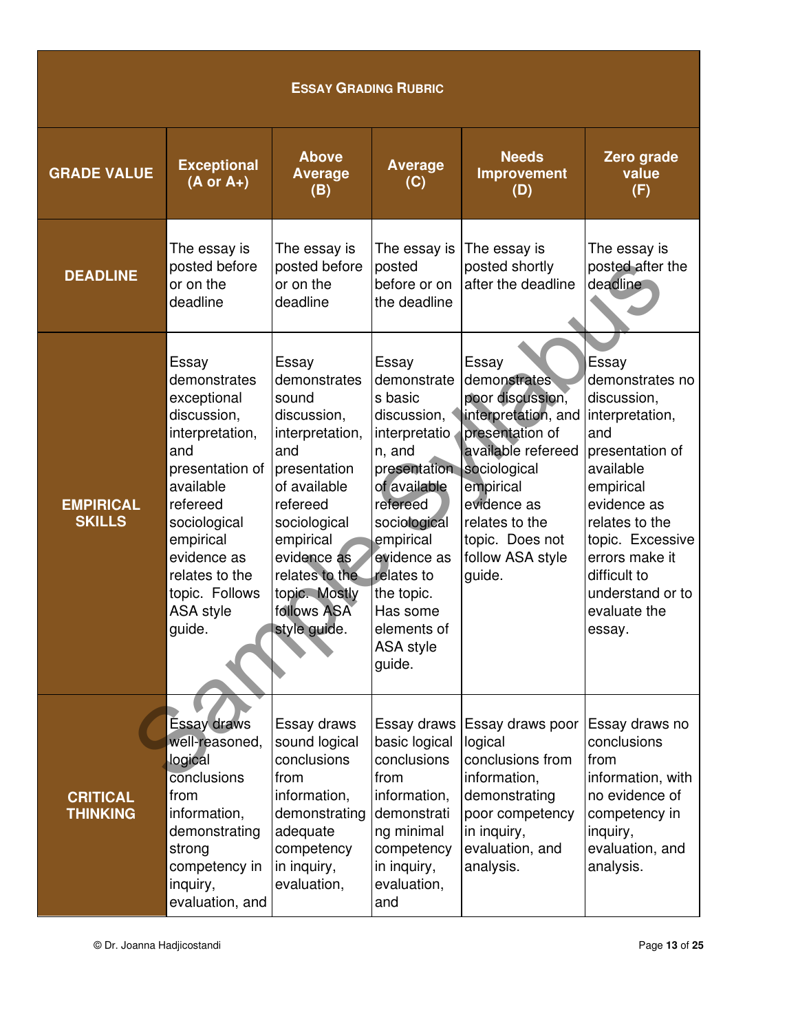| ESSAY GRADING RUBRIC | | | | | |
|---|---|---|---|---|---|
| **GRADE VALUE** | **Exceptional (A or A+)** | **Above Average (B)** | **Average (C)** | **Needs Improvement (D)** | **Zero grade value (F)** |
| **DEADLINE** | The essay is posted before or on the deadline | The essay is posted before or on the deadline | The essay is posted before or on the deadline | The essay is posted shortly after the deadline | The essay is posted after the deadline |
| **EMPIRICAL SKILLS** | Essay demonstrates exceptional discussion, interpretation, and presentation of available refereed sociological empirical evidence as relates to the topic. Follows ASA style guide. | Essay demonstrates sound discussion, interpretation, and presentation of available refereed sociological empirical evidence as relates to the topic. Mostly follows ASA style guide. | Essay demonstrates basic discussion, interpretation, and presentation of available refereed sociological empirical evidence as relates to the topic. Has some elements of ASA style guide. | Essay demonstrates poor discussion, interpretation, and presentation of available refereed sociological empirical evidence as relates to the topic. Does not follow ASA style guide. | Essay demonstrates no discussion, interpretation, and presentation of available empirical evidence as relates to the topic. Excessive errors make it difficult to understand or to evaluate the essay. |
| **CRITICAL THINKING** | Essay draws well-reasoned, logical conclusions from information, demonstrating strong competency in inquiry, evaluation, and | Essay draws sound logical conclusions from information, demonstrating adequate competency in inquiry, evaluation, | Essay draws basic logical conclusions from information, demonstrating minimal competency in inquiry, evaluation, and | Essay draws poor logical conclusions from information, demonstrating poor competency in inquiry, evaluation, and analysis. | Essay draws no conclusions from information, with no evidence of competency in inquiry, evaluation, and analysis. |

© Dr. Joanna Hadjicostandi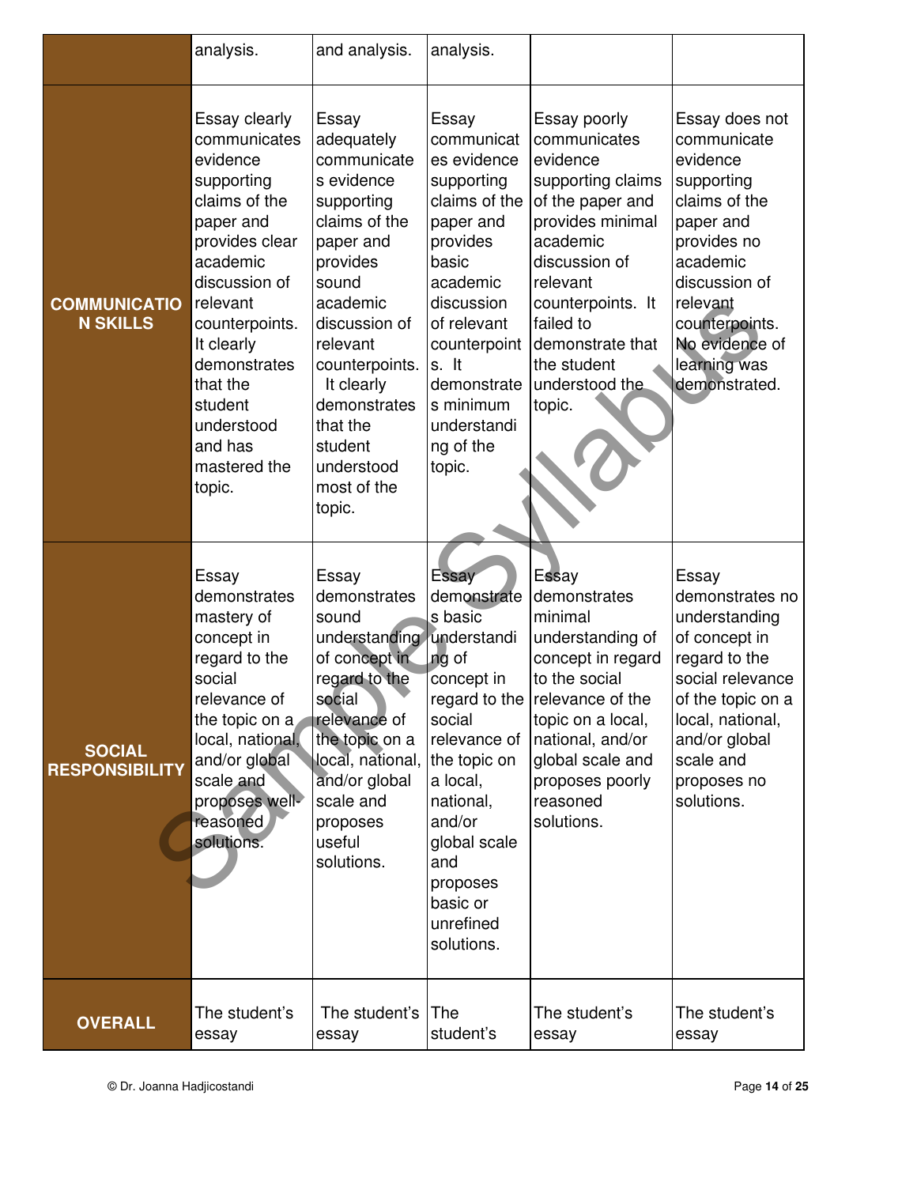| | | | | | |
|---|---|---|---|---|---|
| | analysis. | and analysis. | analysis. | | |
| **COMMUNICATION SKILLS** | Essay clearly communicates evidence supporting claims of the paper and provides clear academic discussion of relevant counterpoints. It clearly demonstrates that the student understood and has mastered the topic. | Essay adequately communicates evidence supporting claims of the paper and provides sound academic discussion of relevant counterpoints. It clearly demonstrates that the student understood most of the topic. | Essay communicates evidence supporting claims of the paper and provides basic academic discussion of relevant counterpoints. It demonstrates minimum understanding of the topic. | Essay poorly communicates evidence supporting claims of the paper and provides minimal academic discussion of relevant counterpoints. It failed to demonstrate that the student understood the topic. | Essay does not communicate evidence supporting claims of the paper and provides no academic discussion of relevant counterpoints. No evidence of learning was demonstrated. |
| **SOCIAL RESPONSIBILITY** | Essay demonstrates mastery of concept in regard to the social relevance of the topic on a local, national, and/or global scale and proposes well-reasoned solutions. | Essay demonstrates sound understanding of concept in regard to the social relevance of the topic on a local, national, and/or global scale and proposes useful solutions. | Essay demonstrates basic understanding of concept in regard to the social relevance of the topic on a local, national, and/or global scale and proposes basic or unrefined solutions. | Essay demonstrates minimal understanding of concept in regard to the social relevance of the topic on a local, national, and/or global scale and proposes poorly reasoned solutions. | Essay demonstrates no understanding of concept in regard to the social relevance of the topic on a local, national, and/or global scale and proposes no solutions. |
| **OVERALL** | The student's essay | The student's essay | The student's | The student's essay | The student's essay |

© Dr. Joanna Hadjicostandi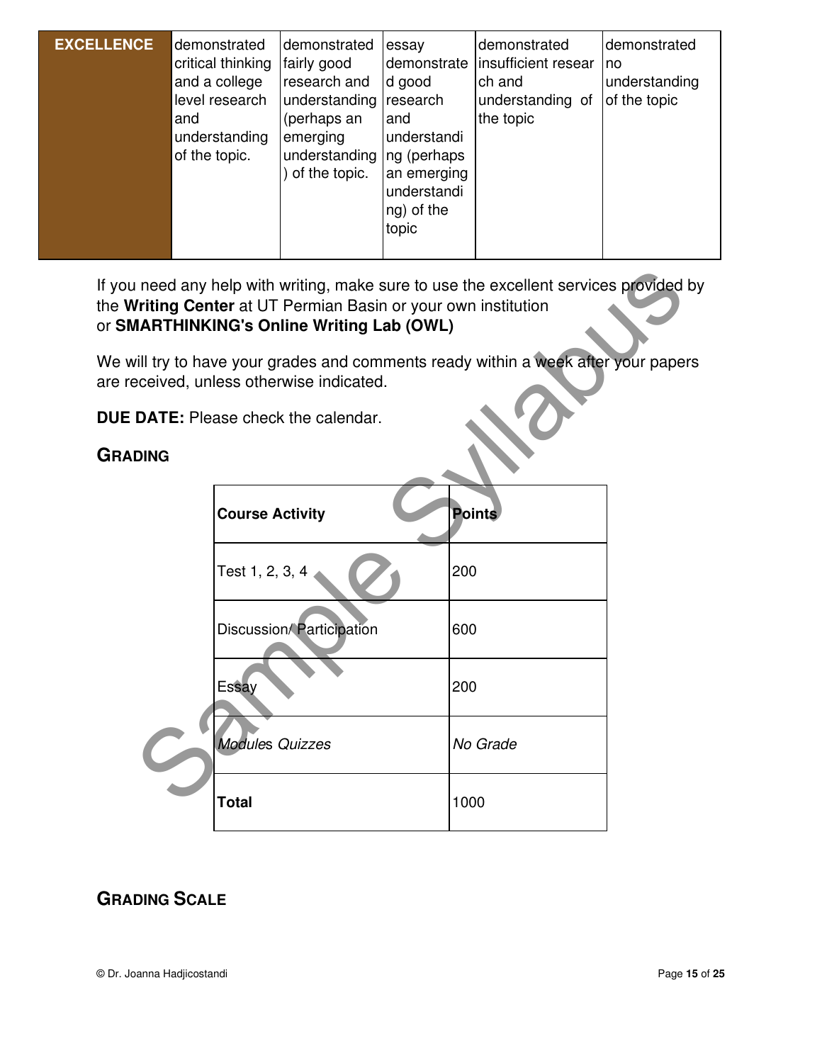| EXCELLENCE | demonstrated critical thinking and a college level research and understanding of the topic. | demonstrated fairly good research and understanding (perhaps an emerging understanding) of the topic. | essay demonstrated good research and understanding (perhaps an emerging understanding) of the topic | demonstrated insufficient research and understanding of the topic | demonstrated no understanding of the topic |
|---|---|---|---|---|---|

If you need any help with writing, make sure to use the excellent services provided by the **Writing Center** at UT Permian Basin or your own institution or **SMARTHINKING's Online Writing Lab (OWL)**

We will try to have your grades and comments ready within a week after your papers are received, unless otherwise indicated.

**DUE DATE:** Please check the calendar.

## GRADING

| **Course Activity** | **Points** |
|---|---|
| Test 1, 2, 3, 4 | 200 |
| Discussion/ Participation | 600 |
| Essay | 200 |
| *Modules Quizzes* | *No Grade* |
| **Total** | 1000 |

## GRADING SCALE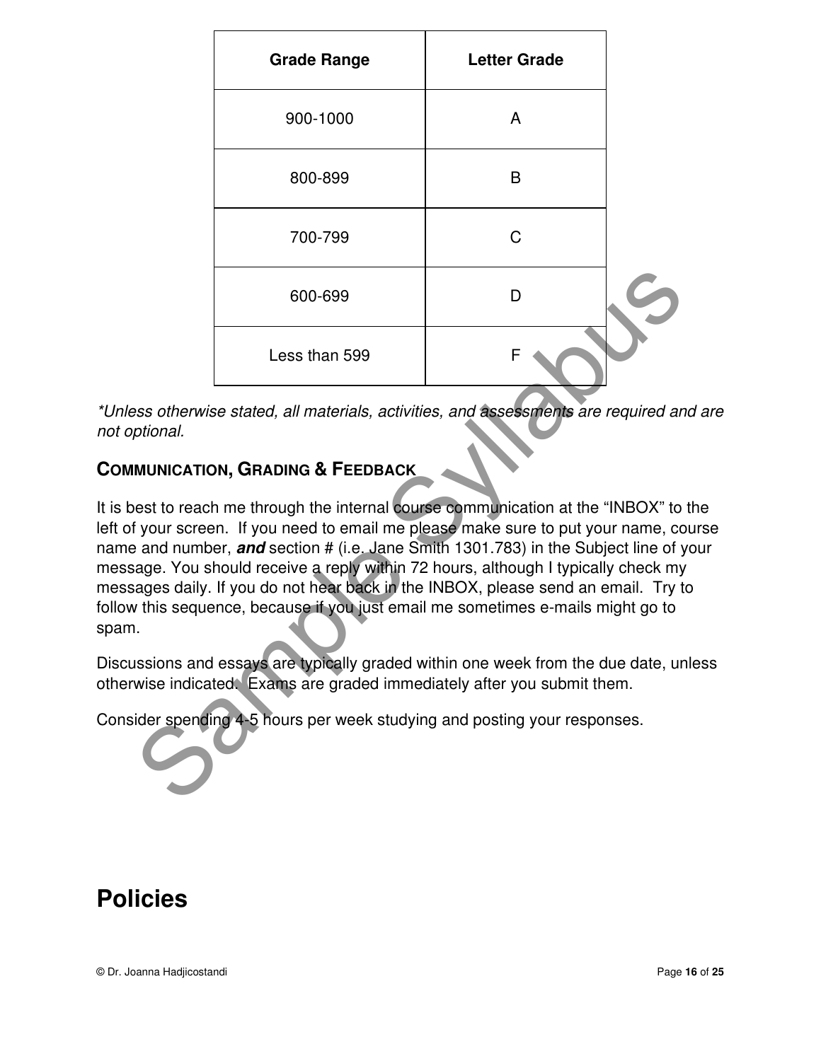| Grade Range | Letter Grade |
| --- | --- |
| 900-1000 | A |
| 800-899 | B |
| 700-799 | C |
| 600-699 | D |
| Less than 599 | F |

*\*Unless otherwise stated, all materials, activities, and assessments are required and are not optional.*

### COMMUNICATION, GRADING & FEEDBACK

It is best to reach me through the internal course communication at the "INBOX" to the left of your screen. If you need to email me please make sure to put your name, course name and number, ***and*** section # (i.e. Jane Smith 1301.783) in the Subject line of your message. You should receive a reply within 72 hours, although I typically check my messages daily. If you do not hear back in the INBOX, please send an email. Try to follow this sequence, because if you just email me sometimes e-mails might go to spam.

Discussions and essays are typically graded within one week from the due date, unless otherwise indicated. Exams are graded immediately after you submit them.

Consider spending 4-5 hours per week studying and posting your responses.

# Policies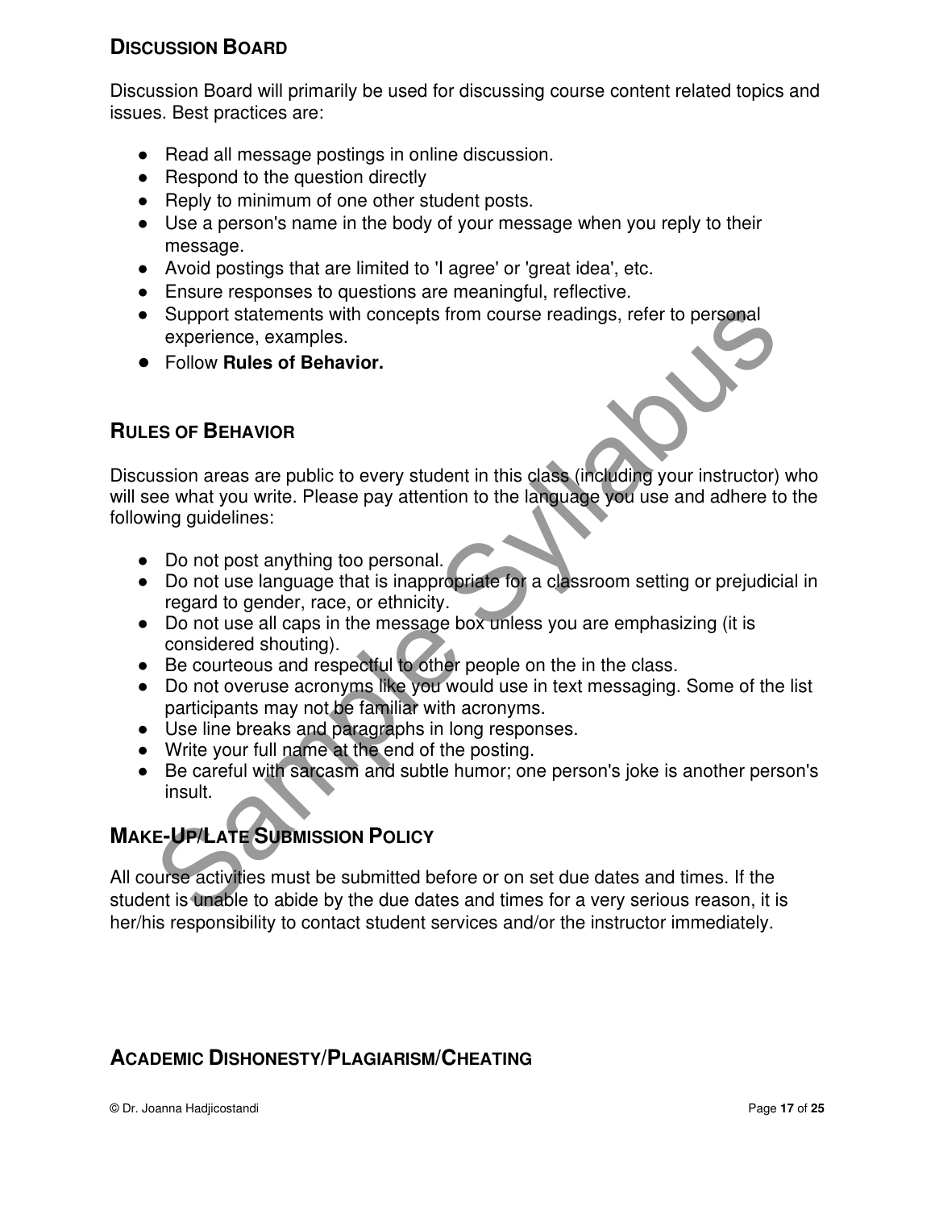## DISCUSSION BOARD

Discussion Board will primarily be used for discussing course content related topics and issues. Best practices are:

- Read all message postings in online discussion.
- Respond to the question directly
- Reply to minimum of one other student posts.
- Use a person's name in the body of your message when you reply to their message.
- Avoid postings that are limited to 'I agree' or 'great idea', etc.
- Ensure responses to questions are meaningful, reflective.
- Support statements with concepts from course readings, refer to personal experience, examples.
- Follow **Rules of Behavior.**

## RULES OF BEHAVIOR

Discussion areas are public to every student in this class (including your instructor) who will see what you write. Please pay attention to the language you use and adhere to the following guidelines:

- Do not post anything too personal.
- Do not use language that is inappropriate for a classroom setting or prejudicial in regard to gender, race, or ethnicity.
- Do not use all caps in the message box unless you are emphasizing (it is considered shouting).
- Be courteous and respectful to other people on the in the class.
- Do not overuse acronyms like you would use in text messaging. Some of the list participants may not be familiar with acronyms.
- Use line breaks and paragraphs in long responses.
- Write your full name at the end of the posting.
- Be careful with sarcasm and subtle humor; one person's joke is another person's insult.

## MAKE-UP/LATE SUBMISSION POLICY

All course activities must be submitted before or on set due dates and times. If the student is unable to abide by the due dates and times for a very serious reason, it is her/his responsibility to contact student services and/or the instructor immediately.

## ACADEMIC DISHONESTY/PLAGIARISM/CHEATING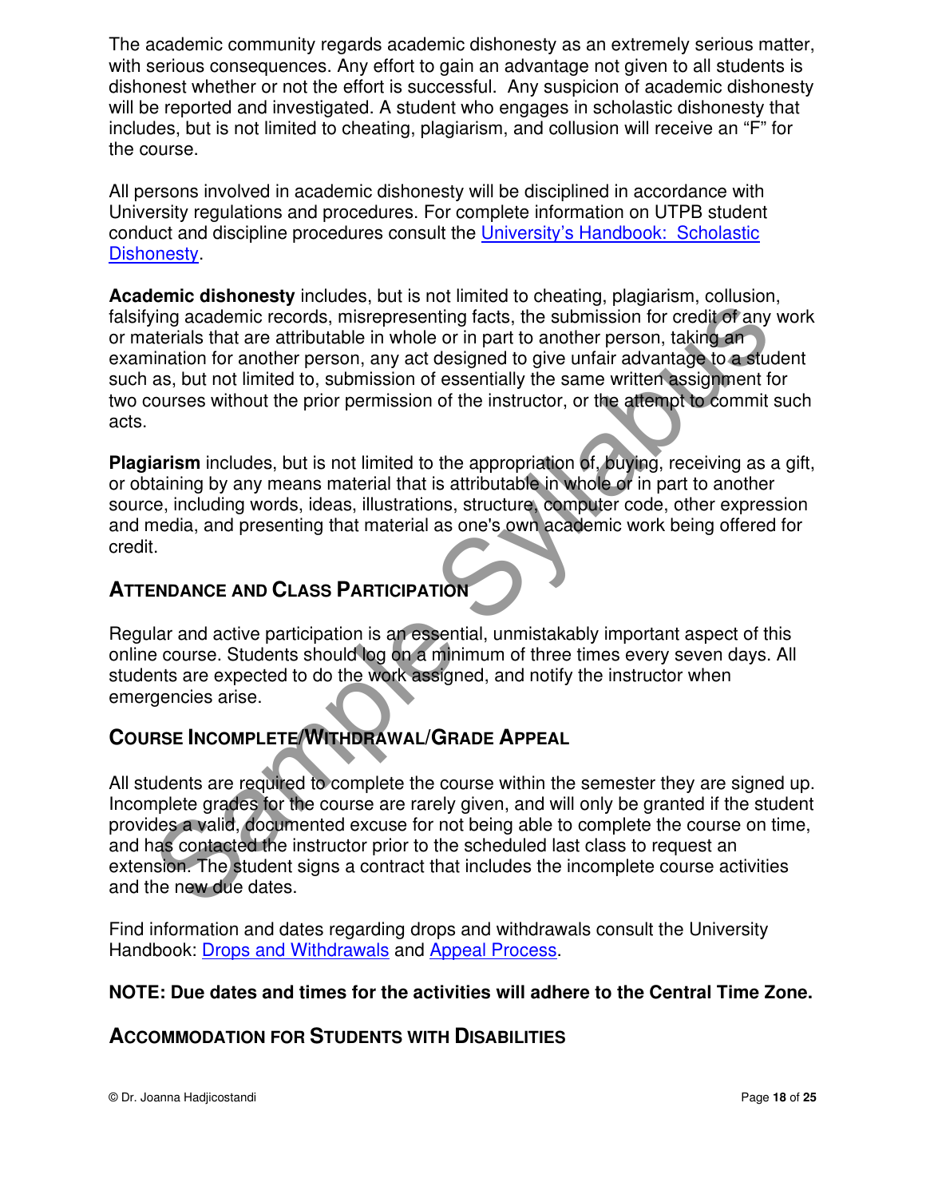The academic community regards academic dishonesty as an extremely serious matter, with serious consequences. Any effort to gain an advantage not given to all students is dishonest whether or not the effort is successful. Any suspicion of academic dishonesty will be reported and investigated. A student who engages in scholastic dishonesty that includes, but is not limited to cheating, plagiarism, and collusion will receive an "F" for the course.

All persons involved in academic dishonesty will be disciplined in accordance with University regulations and procedures. For complete information on UTPB student conduct and discipline procedures consult the [University's Handbook: Scholastic Dishonesty]().

**Academic dishonesty** includes, but is not limited to cheating, plagiarism, collusion, falsifying academic records, misrepresenting facts, the submission for credit of any work or materials that are attributable in whole or in part to another person, taking an examination for another person, any act designed to give unfair advantage to a student such as, but not limited to, submission of essentially the same written assignment for two courses without the prior permission of the instructor, or the attempt to commit such acts.

**Plagiarism** includes, but is not limited to the appropriation of, buying, receiving as a gift, or obtaining by any means material that is attributable in whole or in part to another source, including words, ideas, illustrations, structure, computer code, other expression and media, and presenting that material as one's own academic work being offered for credit.

## Attendance and Class Participation

Regular and active participation is an essential, unmistakably important aspect of this online course. Students should log on a minimum of three times every seven days. All students are expected to do the work assigned, and notify the instructor when emergencies arise.

## Course Incomplete/Withdrawal/Grade Appeal

All students are required to complete the course within the semester they are signed up. Incomplete grades for the course are rarely given, and will only be granted if the student provides a valid, documented excuse for not being able to complete the course on time, and has contacted the instructor prior to the scheduled last class to request an extension. The student signs a contract that includes the incomplete course activities and the new due dates.

Find information and dates regarding drops and withdrawals consult the University Handbook: [Drops and Withdrawals]() and [Appeal Process]().

**NOTE: Due dates and times for the activities will adhere to the Central Time Zone.**

## Accommodation for Students with Disabilities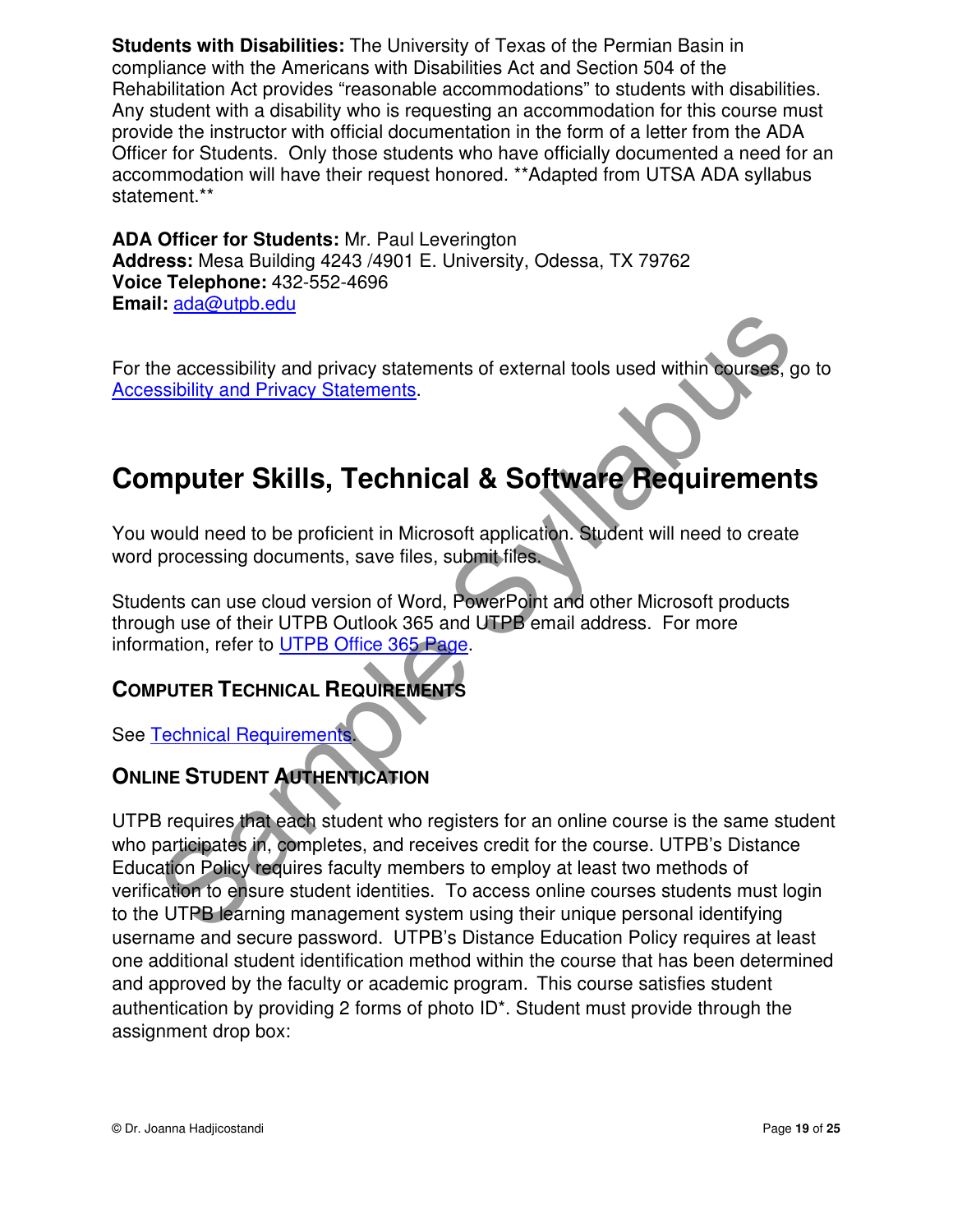**Students with Disabilities:** The University of Texas of the Permian Basin in compliance with the Americans with Disabilities Act and Section 504 of the Rehabilitation Act provides “reasonable accommodations” to students with disabilities. Any student with a disability who is requesting an accommodation for this course must provide the instructor with official documentation in the form of a letter from the ADA Officer for Students. Only those students who have officially documented a need for an accommodation will have their request honored. **Adapted from UTSA ADA syllabus statement.**

**ADA Officer for Students:** Mr. Paul Leverington
**Address:** Mesa Building 4243 /4901 E. University, Odessa, TX 79762
**Voice Telephone:** 432-552-4696
**Email:** ada@utpb.edu

For the accessibility and privacy statements of external tools used within courses, go to Accessibility and Privacy Statements.

# Computer Skills, Technical & Software Requirements

You would need to be proficient in Microsoft application. Student will need to create word processing documents, save files, submit files.

Students can use cloud version of Word, PowerPoint and other Microsoft products through use of their UTPB Outlook 365 and UTPB email address. For more information, refer to UTPB Office 365 Page.

## Computer Technical Requirements

See Technical Requirements.

## Online Student Authentication

UTPB requires that each student who registers for an online course is the same student who participates in, completes, and receives credit for the course. UTPB's Distance Education Policy requires faculty members to employ at least two methods of verification to ensure student identities. To access online courses students must login to the UTPB learning management system using their unique personal identifying username and secure password. UTPB's Distance Education Policy requires at least one additional student identification method within the course that has been determined and approved by the faculty or academic program. This course satisfies student authentication by providing 2 forms of photo ID*. Student must provide through the assignment drop box: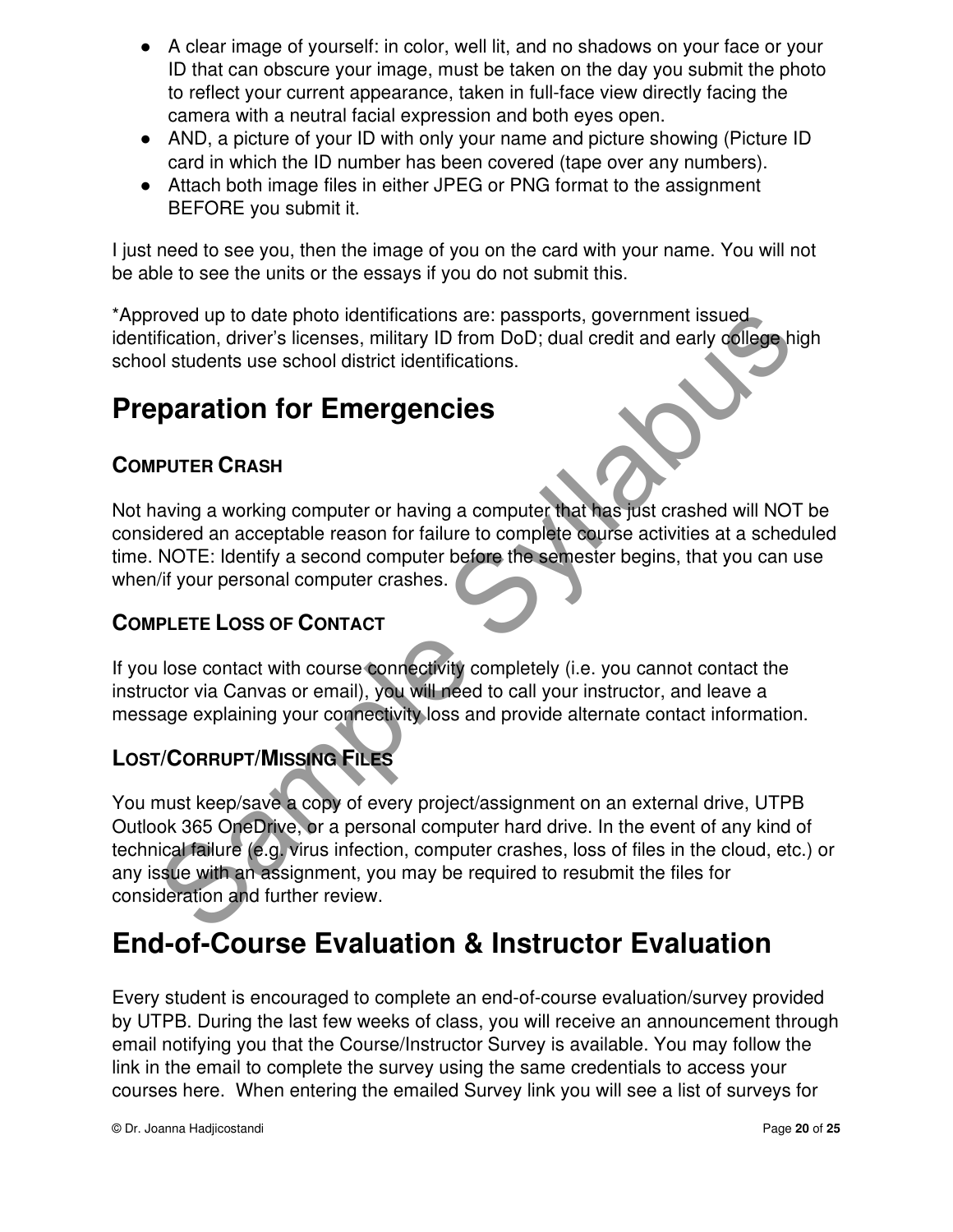- A clear image of yourself: in color, well lit, and no shadows on your face or your ID that can obscure your image, must be taken on the day you submit the photo to reflect your current appearance, taken in full-face view directly facing the camera with a neutral facial expression and both eyes open.
- AND, a picture of your ID with only your name and picture showing (Picture ID card in which the ID number has been covered (tape over any numbers).
- Attach both image files in either JPEG or PNG format to the assignment BEFORE you submit it.

I just need to see you, then the image of you on the card with your name. You will not be able to see the units or the essays if you do not submit this.

*Approved up to date photo identifications are: passports, government issued identification, driver's licenses, military ID from DoD; dual credit and early college high school students use school district identifications.

# Preparation for Emergencies

### COMPUTER CRASH

Not having a working computer or having a computer that has just crashed will NOT be considered an acceptable reason for failure to complete course activities at a scheduled time. NOTE: Identify a second computer before the semester begins, that you can use when/if your personal computer crashes.

### COMPLETE LOSS OF CONTACT

If you lose contact with course connectivity completely (i.e. you cannot contact the instructor via Canvas or email), you will need to call your instructor, and leave a message explaining your connectivity loss and provide alternate contact information.

### LOST/CORRUPT/MISSING FILES

You must keep/save a copy of every project/assignment on an external drive, UTPB Outlook 365 OneDrive, or a personal computer hard drive. In the event of any kind of technical failure (e.g. virus infection, computer crashes, loss of files in the cloud, etc.) or any issue with an assignment, you may be required to resubmit the files for consideration and further review.

# End-of-Course Evaluation & Instructor Evaluation

Every student is encouraged to complete an end-of-course evaluation/survey provided by UTPB. During the last few weeks of class, you will receive an announcement through email notifying you that the Course/Instructor Survey is available. You may follow the link in the email to complete the survey using the same credentials to access your courses here. When entering the emailed Survey link you will see a list of surveys for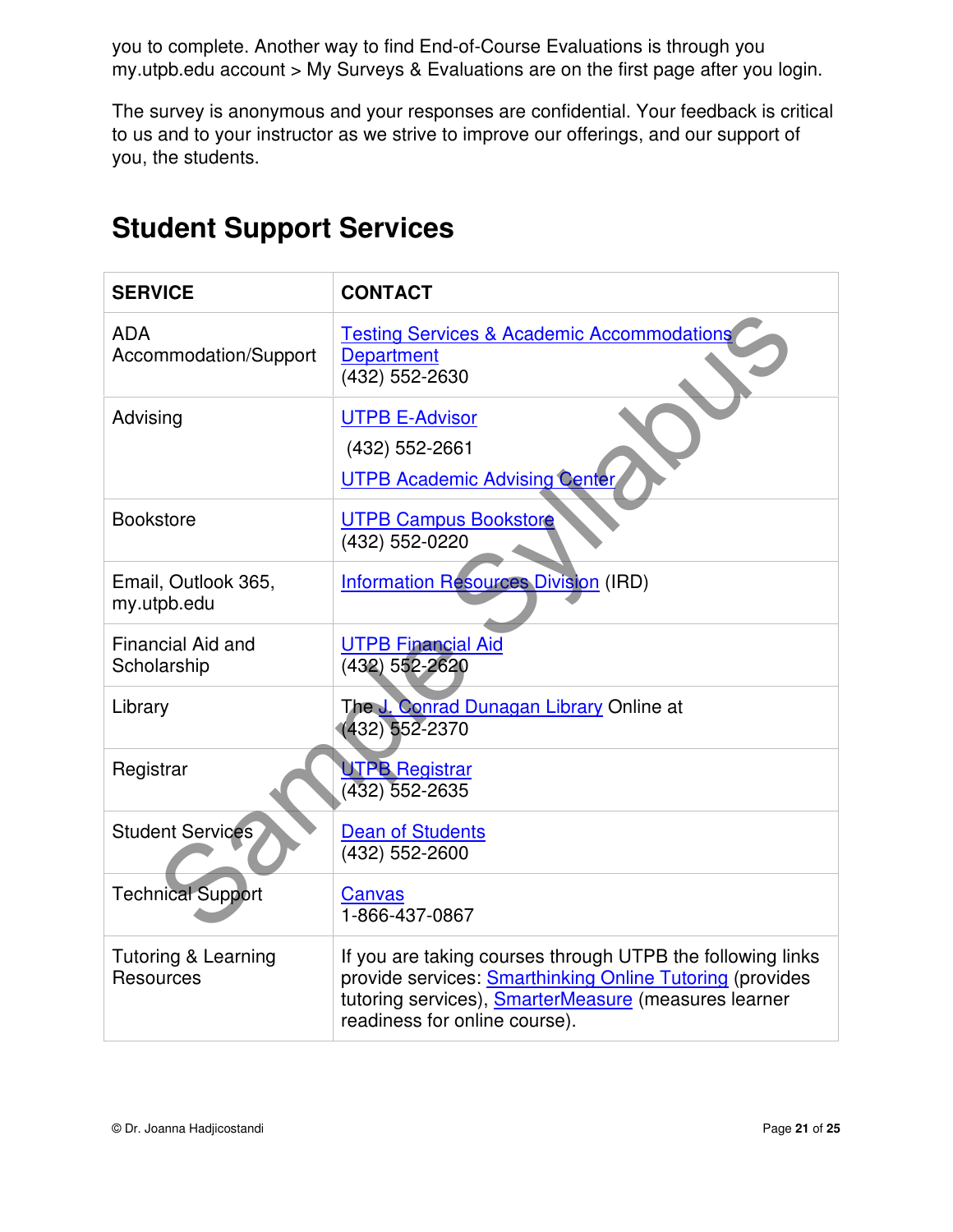you to complete. Another way to find End-of-Course Evaluations is through you my.utpb.edu account > My Surveys & Evaluations are on the first page after you login.

The survey is anonymous and your responses are confidential. Your feedback is critical to us and to your instructor as we strive to improve our offerings, and our support of you, the students.

# Student Support Services

| SERVICE | CONTACT |
|---|---|
| ADA Accommodation/Support | Testing Services & Academic Accommodations Department (432) 552-2630 |
| Advising | UTPB E-Advisor (432) 552-2661 UTPB Academic Advising Center |
| Bookstore | UTPB Campus Bookstore (432) 552-0220 |
| Email, Outlook 365, my.utpb.edu | Information Resources Division (IRD) |
| Financial Aid and Scholarship | UTPB Financial Aid (432) 552-2620 |
| Library | The J. Conrad Dunagan Library Online at (432) 552-2370 |
| Registrar | UTPB Registrar (432) 552-2635 |
| Student Services | Dean of Students (432) 552-2600 |
| Technical Support | Canvas 1-866-437-0867 |
| Tutoring & Learning Resources | If you are taking courses through UTPB the following links provide services: Smarthinking Online Tutoring (provides tutoring services), SmarterMeasure (measures learner readiness for online course). |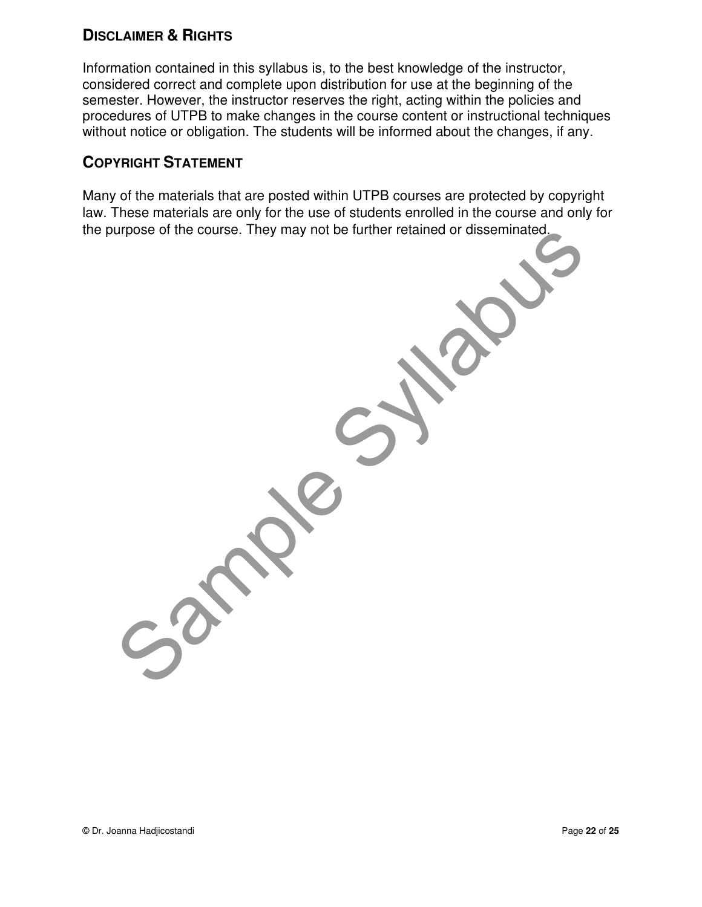## DISCLAIMER & RIGHTS

Information contained in this syllabus is, to the best knowledge of the instructor, considered correct and complete upon distribution for use at the beginning of the semester. However, the instructor reserves the right, acting within the policies and procedures of UTPB to make changes in the course content or instructional techniques without notice or obligation. The students will be informed about the changes, if any.

## COPYRIGHT STATEMENT

Many of the materials that are posted within UTPB courses are protected by copyright law. These materials are only for the use of students enrolled in the course and only for the purpose of the course. They may not be further retained or disseminated.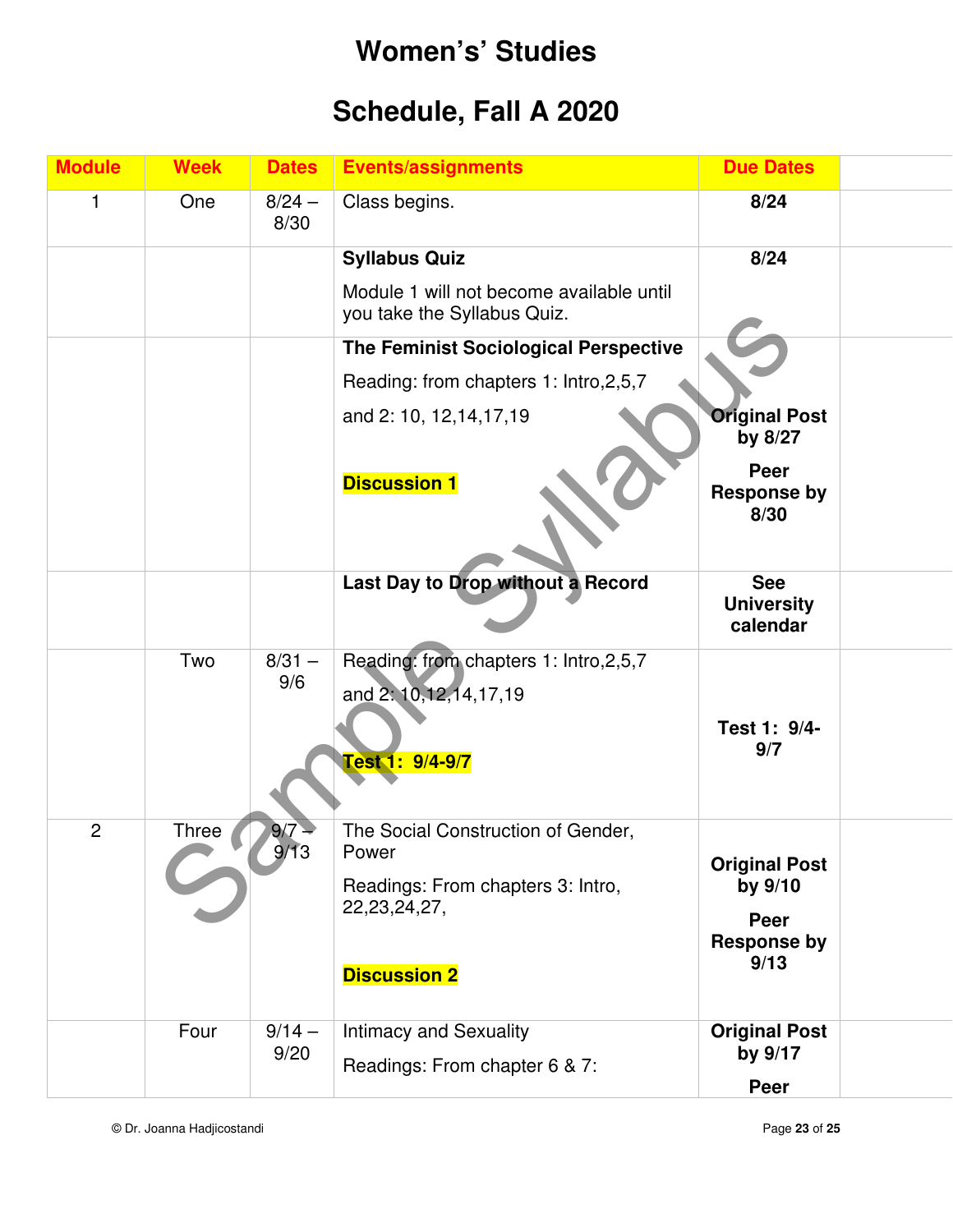# Women's' Studies

# Schedule, Fall A 2020

| Module | Week | Dates | Events/assignments | Due Dates |
|---|---|---|---|---|
| 1 | One | 8/24 – 8/30 | Class begins. | **8/24** |
| | | | **Syllabus Quiz**<br><br>Module 1 will not become available until you take the Syllabus Quiz. | **8/24** |
| | | | **The Feminist Sociological Perspective**<br><br>Reading: from chapters 1: Intro,2,5,7<br><br>and 2: 10, 12,14,17,19<br><br>**Discussion 1** | **Original Post by 8/27**<br><br>**Peer Response by 8/30** |
| | | | **Last Day to Drop without a Record** | **See University calendar** |
| | Two | 8/31 – 9/6 | Reading: from chapters 1: Intro,2,5,7<br><br>and 2: 10,12,14,17,19<br><br>**Test 1: 9/4-9/7** | **Test 1: 9/4-9/7** |
| 2 | Three | 9/7 – 9/13 | The Social Construction of Gender, Power<br><br>Readings: From chapters 3: Intro, 22,23,24,27,<br><br>**Discussion 2** | **Original Post by 9/10**<br><br>**Peer Response by 9/13** |
| | Four | 9/14 – 9/20 | Intimacy and Sexuality<br><br>Readings: From chapter 6 & 7: | **Original Post by 9/17**<br><br>**Peer** |

© Dr. Joanna Hadjicostandi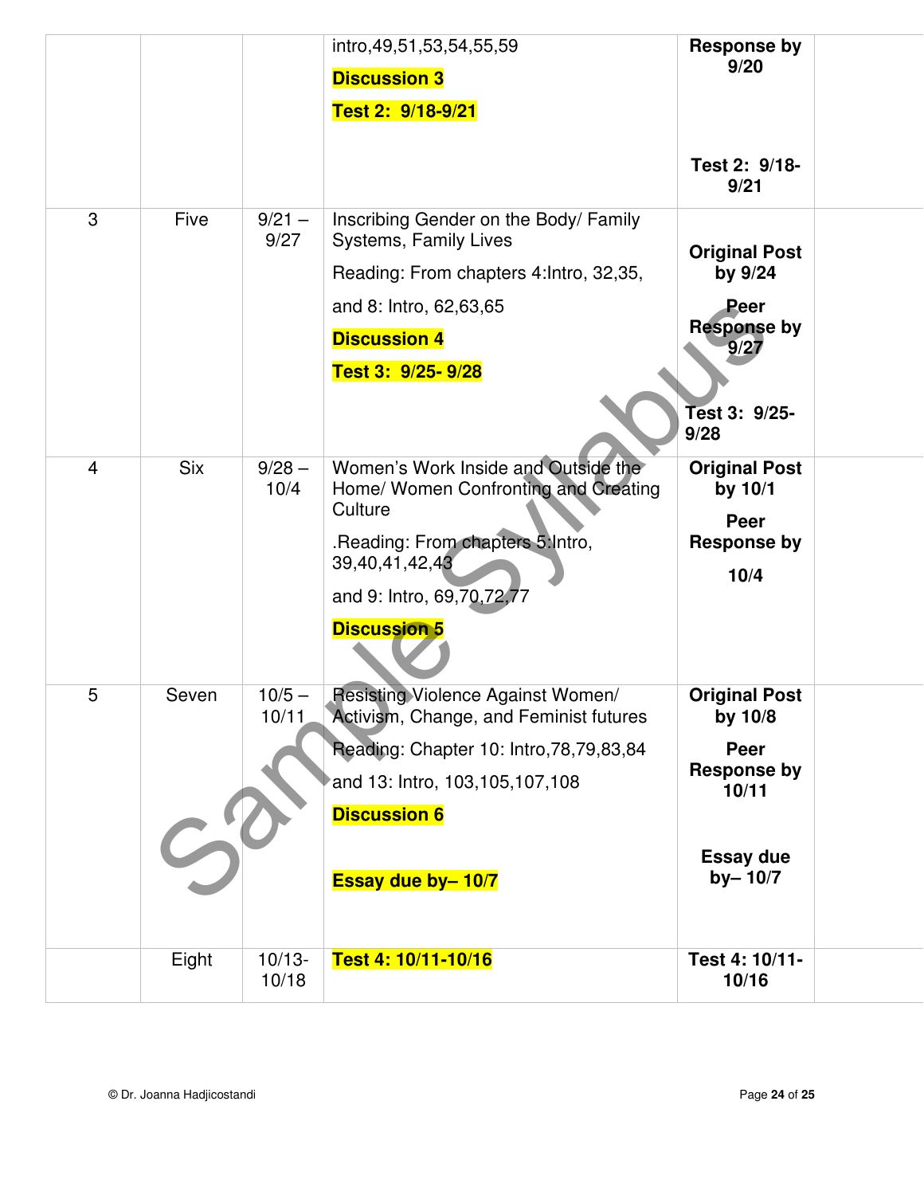| | | | | | |
|---|---|---|---|---|---|
| | | | intro,49,51,53,54,55,59<br>**Discussion 3**<br>**Test 2: 9/18-9/21** | **Response by 9/20**<br><br>**Test 2: 9/18-9/21** | |
| 3 | Five | 9/21 – 9/27 | Inscribing Gender on the Body/ Family Systems, Family Lives<br>Reading: From chapters 4:Intro, 32,35,<br>and 8: Intro, 62,63,65<br>**Discussion 4**<br>**Test 3: 9/25- 9/28** | **Original Post by 9/24**<br>**Peer Response by 9/27**<br><br>**Test 3: 9/25-9/28** | |
| 4 | Six | 9/28 – 10/4 | Women's Work Inside and Outside the Home/ Women Confronting and Creating Culture<br>.Reading: From chapters 5:Intro, 39,40,41,42,43<br>and 9: Intro, 69,70,72,77<br>**Discussion 5** | **Original Post by 10/1**<br>**Peer Response by**<br>**10/4** | |
| 5 | Seven | 10/5 – 10/11 | Resisting Violence Against Women/ Activism, Change, and Feminist futures<br>Reading: Chapter 10: Intro,78,79,83,84<br>and 13: Intro, 103,105,107,108<br>**Discussion 6**<br><br>**Essay due by– 10/7** | **Original Post by 10/8**<br>**Peer Response by 10/11**<br><br>**Essay due by– 10/7** | |
| | Eight | 10/13-10/18 | **Test 4: 10/11-10/16** | **Test 4: 10/11-10/16** | |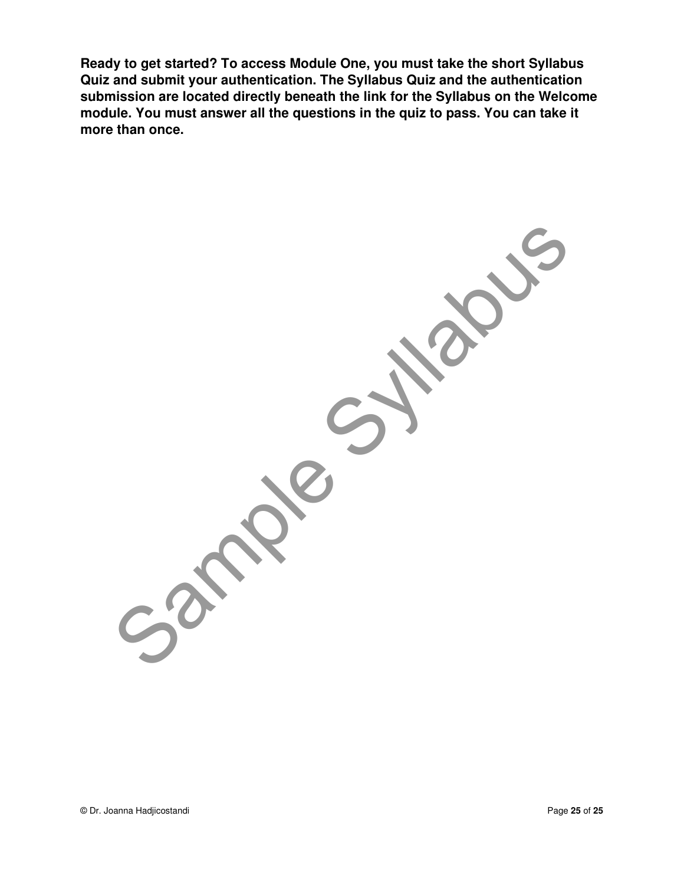**Ready to get started? To access Module One, you must take the short Syllabus Quiz and submit your authentication. The Syllabus Quiz and the authentication submission are located directly beneath the link for the Syllabus on the Welcome module. You must answer all the questions in the quiz to pass. You can take it more than once.**